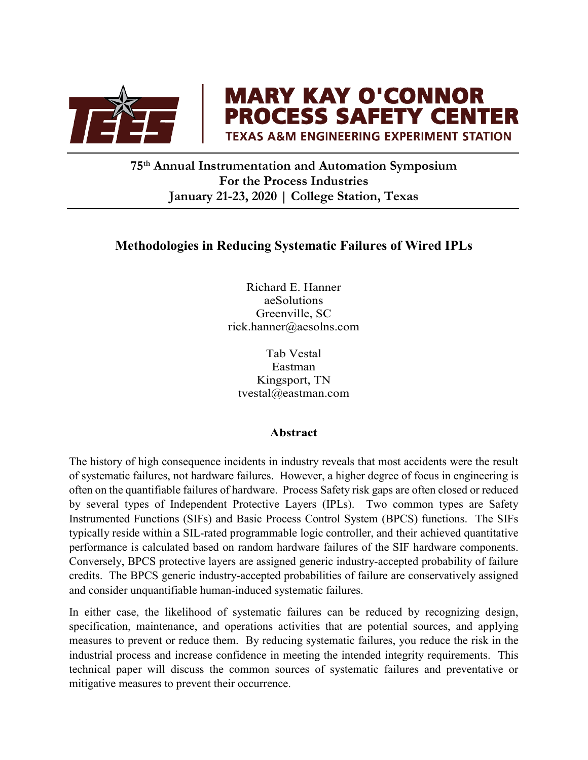MARY KAY O'CONNOR PROCESS SAFETY CENTER

TEXAS A&M ENGINEERING EXPERIMENT STATION

**75th Annual Instrumentation and Automation Symposium For the Process Industries**
**January 21-23, 2020 | College Station, Texas**

# Methodologies in Reducing Systematic Failures of Wired IPLs

Richard E. Hanner
aeSolutions
Greenville, SC
rick.hanner@aesolns.com

Tab Vestal
Eastman
Kingsport, TN
tvestal@eastman.com

## Abstract

The history of high consequence incidents in industry reveals that most accidents were the result of systematic failures, not hardware failures. However, a higher degree of focus in engineering is often on the quantifiable failures of hardware. Process Safety risk gaps are often closed or reduced by several types of Independent Protective Layers (IPLs). Two common types are Safety Instrumented Functions (SIFs) and Basic Process Control System (BPCS) functions. The SIFs typically reside within a SIL-rated programmable logic controller, and their achieved quantitative performance is calculated based on random hardware failures of the SIF hardware components. Conversely, BPCS protective layers are assigned generic industry-accepted probability of failure credits. The BPCS generic industry-accepted probabilities of failure are conservatively assigned and consider unquantifiable human-induced systematic failures.

In either case, the likelihood of systematic failures can be reduced by recognizing design, specification, maintenance, and operations activities that are potential sources, and applying measures to prevent or reduce them. By reducing systematic failures, you reduce the risk in the industrial process and increase confidence in meeting the intended integrity requirements. This technical paper will discuss the common sources of systematic failures and preventative or mitigative measures to prevent their occurrence.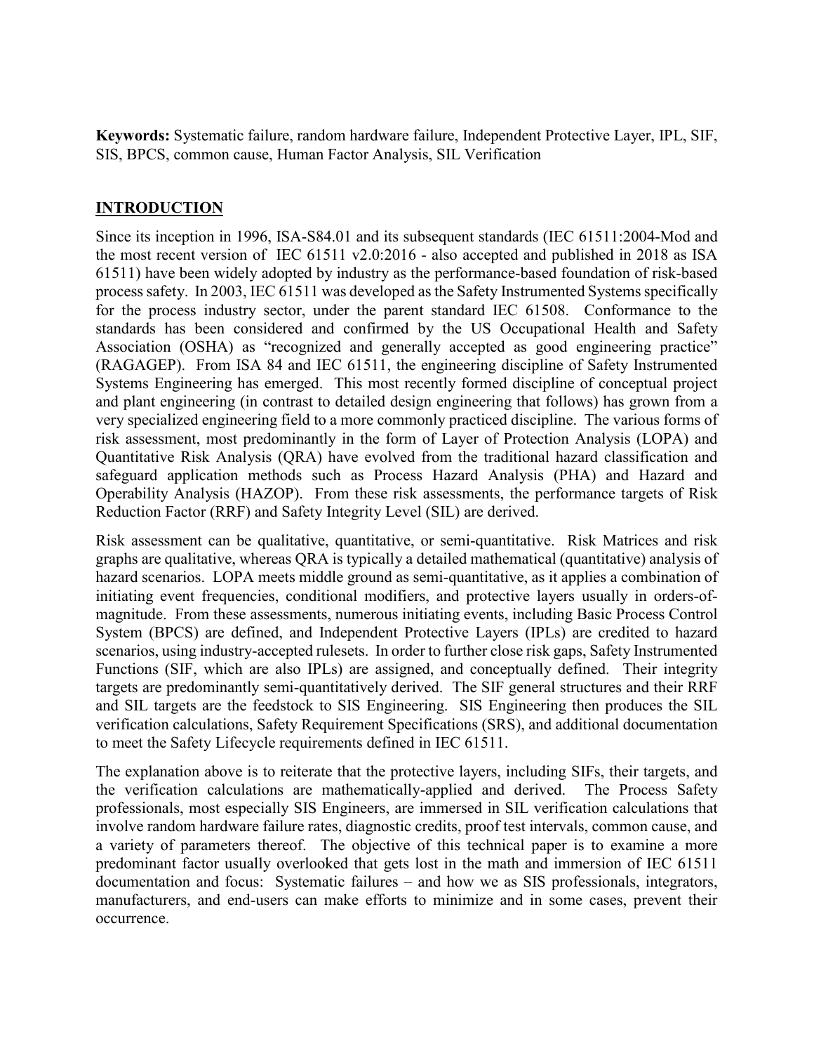**Keywords:** Systematic failure, random hardware failure, Independent Protective Layer, IPL, SIF, SIS, BPCS, common cause, Human Factor Analysis, SIL Verification

## INTRODUCTION

Since its inception in 1996, ISA-S84.01 and its subsequent standards (IEC 61511:2004-Mod and the most recent version of IEC 61511 v2.0:2016 - also accepted and published in 2018 as ISA 61511) have been widely adopted by industry as the performance-based foundation of risk-based process safety. In 2003, IEC 61511 was developed as the Safety Instrumented Systems specifically for the process industry sector, under the parent standard IEC 61508. Conformance to the standards has been considered and confirmed by the US Occupational Health and Safety Association (OSHA) as "recognized and generally accepted as good engineering practice" (RAGAGEP). From ISA 84 and IEC 61511, the engineering discipline of Safety Instrumented Systems Engineering has emerged. This most recently formed discipline of conceptual project and plant engineering (in contrast to detailed design engineering that follows) has grown from a very specialized engineering field to a more commonly practiced discipline. The various forms of risk assessment, most predominantly in the form of Layer of Protection Analysis (LOPA) and Quantitative Risk Analysis (QRA) have evolved from the traditional hazard classification and safeguard application methods such as Process Hazard Analysis (PHA) and Hazard and Operability Analysis (HAZOP). From these risk assessments, the performance targets of Risk Reduction Factor (RRF) and Safety Integrity Level (SIL) are derived.

Risk assessment can be qualitative, quantitative, or semi-quantitative. Risk Matrices and risk graphs are qualitative, whereas QRA is typically a detailed mathematical (quantitative) analysis of hazard scenarios. LOPA meets middle ground as semi-quantitative, as it applies a combination of initiating event frequencies, conditional modifiers, and protective layers usually in orders-of-magnitude. From these assessments, numerous initiating events, including Basic Process Control System (BPCS) are defined, and Independent Protective Layers (IPLs) are credited to hazard scenarios, using industry-accepted rulesets. In order to further close risk gaps, Safety Instrumented Functions (SIF, which are also IPLs) are assigned, and conceptually defined. Their integrity targets are predominantly semi-quantitatively derived. The SIF general structures and their RRF and SIL targets are the feedstock to SIS Engineering. SIS Engineering then produces the SIL verification calculations, Safety Requirement Specifications (SRS), and additional documentation to meet the Safety Lifecycle requirements defined in IEC 61511.

The explanation above is to reiterate that the protective layers, including SIFs, their targets, and the verification calculations are mathematically-applied and derived. The Process Safety professionals, most especially SIS Engineers, are immersed in SIL verification calculations that involve random hardware failure rates, diagnostic credits, proof test intervals, common cause, and a variety of parameters thereof. The objective of this technical paper is to examine a more predominant factor usually overlooked that gets lost in the math and immersion of IEC 61511 documentation and focus: Systematic failures – and how we as SIS professionals, integrators, manufacturers, and end-users can make efforts to minimize and in some cases, prevent their occurrence.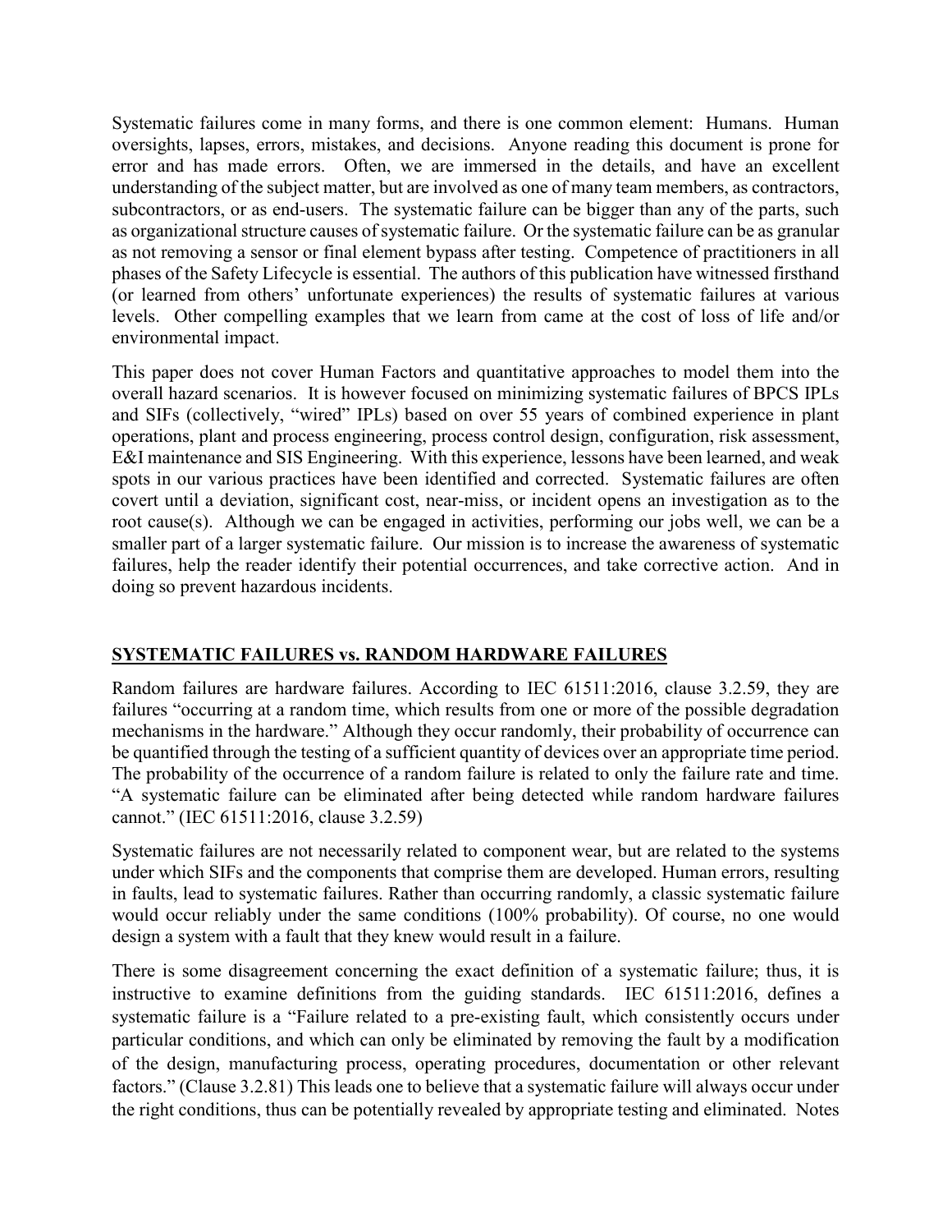Systematic failures come in many forms, and there is one common element: Humans. Human oversights, lapses, errors, mistakes, and decisions. Anyone reading this document is prone for error and has made errors. Often, we are immersed in the details, and have an excellent understanding of the subject matter, but are involved as one of many team members, as contractors, subcontractors, or as end-users. The systematic failure can be bigger than any of the parts, such as organizational structure causes of systematic failure. Or the systematic failure can be as granular as not removing a sensor or final element bypass after testing. Competence of practitioners in all phases of the Safety Lifecycle is essential. The authors of this publication have witnessed firsthand (or learned from others' unfortunate experiences) the results of systematic failures at various levels. Other compelling examples that we learn from came at the cost of loss of life and/or environmental impact.

This paper does not cover Human Factors and quantitative approaches to model them into the overall hazard scenarios. It is however focused on minimizing systematic failures of BPCS IPLs and SIFs (collectively, "wired" IPLs) based on over 55 years of combined experience in plant operations, plant and process engineering, process control design, configuration, risk assessment, E&I maintenance and SIS Engineering. With this experience, lessons have been learned, and weak spots in our various practices have been identified and corrected. Systematic failures are often covert until a deviation, significant cost, near-miss, or incident opens an investigation as to the root cause(s). Although we can be engaged in activities, performing our jobs well, we can be a smaller part of a larger systematic failure. Our mission is to increase the awareness of systematic failures, help the reader identify their potential occurrences, and take corrective action. And in doing so prevent hazardous incidents.

## SYSTEMATIC FAILURES vs. RANDOM HARDWARE FAILURES

Random failures are hardware failures. According to IEC 61511:2016, clause 3.2.59, they are failures "occurring at a random time, which results from one or more of the possible degradation mechanisms in the hardware." Although they occur randomly, their probability of occurrence can be quantified through the testing of a sufficient quantity of devices over an appropriate time period. The probability of the occurrence of a random failure is related to only the failure rate and time. "A systematic failure can be eliminated after being detected while random hardware failures cannot." (IEC 61511:2016, clause 3.2.59)

Systematic failures are not necessarily related to component wear, but are related to the systems under which SIFs and the components that comprise them are developed. Human errors, resulting in faults, lead to systematic failures. Rather than occurring randomly, a classic systematic failure would occur reliably under the same conditions (100% probability). Of course, no one would design a system with a fault that they knew would result in a failure.

There is some disagreement concerning the exact definition of a systematic failure; thus, it is instructive to examine definitions from the guiding standards. IEC 61511:2016, defines a systematic failure is a "Failure related to a pre-existing fault, which consistently occurs under particular conditions, and which can only be eliminated by removing the fault by a modification of the design, manufacturing process, operating procedures, documentation or other relevant factors." (Clause 3.2.81) This leads one to believe that a systematic failure will always occur under the right conditions, thus can be potentially revealed by appropriate testing and eliminated. Notes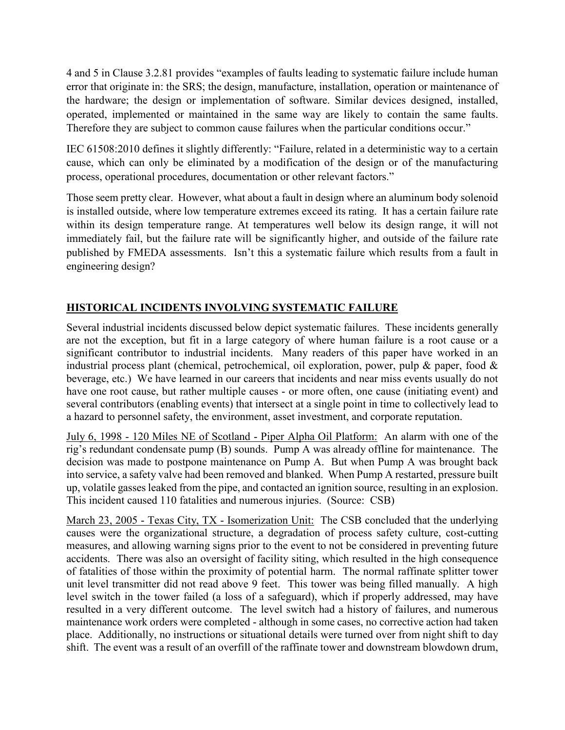4 and 5 in Clause 3.2.81 provides "examples of faults leading to systematic failure include human error that originate in: the SRS; the design, manufacture, installation, operation or maintenance of the hardware; the design or implementation of software. Similar devices designed, installed, operated, implemented or maintained in the same way are likely to contain the same faults. Therefore they are subject to common cause failures when the particular conditions occur."

IEC 61508:2010 defines it slightly differently: "Failure, related in a deterministic way to a certain cause, which can only be eliminated by a modification of the design or of the manufacturing process, operational procedures, documentation or other relevant factors."

Those seem pretty clear. However, what about a fault in design where an aluminum body solenoid is installed outside, where low temperature extremes exceed its rating. It has a certain failure rate within its design temperature range. At temperatures well below its design range, it will not immediately fail, but the failure rate will be significantly higher, and outside of the failure rate published by FMEDA assessments. Isn't this a systematic failure which results from a fault in engineering design?

## HISTORICAL INCIDENTS INVOLVING SYSTEMATIC FAILURE

Several industrial incidents discussed below depict systematic failures. These incidents generally are not the exception, but fit in a large category of where human failure is a root cause or a significant contributor to industrial incidents. Many readers of this paper have worked in an industrial process plant (chemical, petrochemical, oil exploration, power, pulp & paper, food & beverage, etc.) We have learned in our careers that incidents and near miss events usually do not have one root cause, but rather multiple causes - or more often, one cause (initiating event) and several contributors (enabling events) that intersect at a single point in time to collectively lead to a hazard to personnel safety, the environment, asset investment, and corporate reputation.

<u>July 6, 1998 - 120 Miles NE of Scotland - Piper Alpha Oil Platform:</u> An alarm with one of the rig's redundant condensate pump (B) sounds. Pump A was already offline for maintenance. The decision was made to postpone maintenance on Pump A. But when Pump A was brought back into service, a safety valve had been removed and blanked. When Pump A restarted, pressure built up, volatile gasses leaked from the pipe, and contacted an ignition source, resulting in an explosion. This incident caused 110 fatalities and numerous injuries. (Source: CSB)

<u>March 23, 2005 - Texas City, TX - Isomerization Unit:</u> The CSB concluded that the underlying causes were the organizational structure, a degradation of process safety culture, cost-cutting measures, and allowing warning signs prior to the event to not be considered in preventing future accidents. There was also an oversight of facility siting, which resulted in the high consequence of fatalities of those within the proximity of potential harm. The normal raffinate splitter tower unit level transmitter did not read above 9 feet. This tower was being filled manually. A high level switch in the tower failed (a loss of a safeguard), which if properly addressed, may have resulted in a very different outcome. The level switch had a history of failures, and numerous maintenance work orders were completed - although in some cases, no corrective action had taken place. Additionally, no instructions or situational details were turned over from night shift to day shift. The event was a result of an overfill of the raffinate tower and downstream blowdown drum,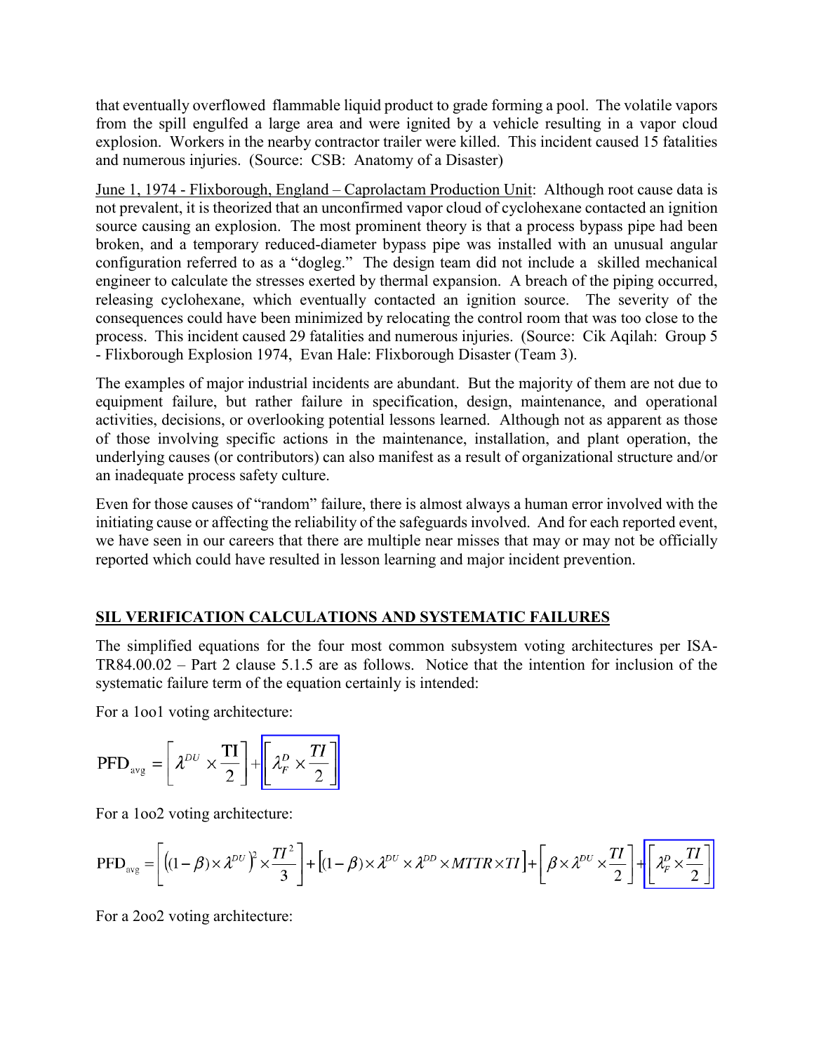that eventually overflowed flammable liquid product to grade forming a pool. The volatile vapors from the spill engulfed a large area and were ignited by a vehicle resulting in a vapor cloud explosion. Workers in the nearby contractor trailer were killed. This incident caused 15 fatalities and numerous injuries. (Source: CSB: Anatomy of a Disaster)

June 1, 1974 - Flixborough, England – Caprolactam Production Unit: Although root cause data is not prevalent, it is theorized that an unconfirmed vapor cloud of cyclohexane contacted an ignition source causing an explosion. The most prominent theory is that a process bypass pipe had been broken, and a temporary reduced-diameter bypass pipe was installed with an unusual angular configuration referred to as a "dogleg." The design team did not include a skilled mechanical engineer to calculate the stresses exerted by thermal expansion. A breach of the piping occurred, releasing cyclohexane, which eventually contacted an ignition source. The severity of the consequences could have been minimized by relocating the control room that was too close to the process. This incident caused 29 fatalities and numerous injuries. (Source: Cik Aqilah: Group 5 - Flixborough Explosion 1974, Evan Hale: Flixborough Disaster (Team 3).

The examples of major industrial incidents are abundant. But the majority of them are not due to equipment failure, but rather failure in specification, design, maintenance, and operational activities, decisions, or overlooking potential lessons learned. Although not as apparent as those of those involving specific actions in the maintenance, installation, and plant operation, the underlying causes (or contributors) can also manifest as a result of organizational structure and/or an inadequate process safety culture.

Even for those causes of "random" failure, there is almost always a human error involved with the initiating cause or affecting the reliability of the safeguards involved. And for each reported event, we have seen in our careers that there are multiple near misses that may or may not be officially reported which could have resulted in lesson learning and major incident prevention.

## SIL VERIFICATION CALCULATIONS AND SYSTEMATIC FAILURES

The simplified equations for the four most common subsystem voting architectures per ISA-TR84.00.02 – Part 2 clause 5.1.5 are as follows. Notice that the intention for inclusion of the systematic failure term of the equation certainly is intended:

For a 1oo1 voting architecture:

$$\mathrm{PFD}_{\mathrm{avg}} = \left[\lambda^{DU} \times \frac{\mathrm{TI}}{2}\right] + \left[\lambda_F^D \times \frac{TI}{2}\right]$$

For a 1oo2 voting architecture:

$$\mathrm{PFD}_{\mathrm{avg}} = \left[\left((1-\beta)\times\lambda^{DU}\right)^2 \times \frac{TI^2}{3}\right] + \left[(1-\beta)\times\lambda^{DU}\times\lambda^{DD}\times MTTR \times TI\right] + \left[\beta\times\lambda^{DU}\times\frac{TI}{2}\right] + \left[\lambda_F^D \times \frac{TI}{2}\right]$$

For a 2oo2 voting architecture: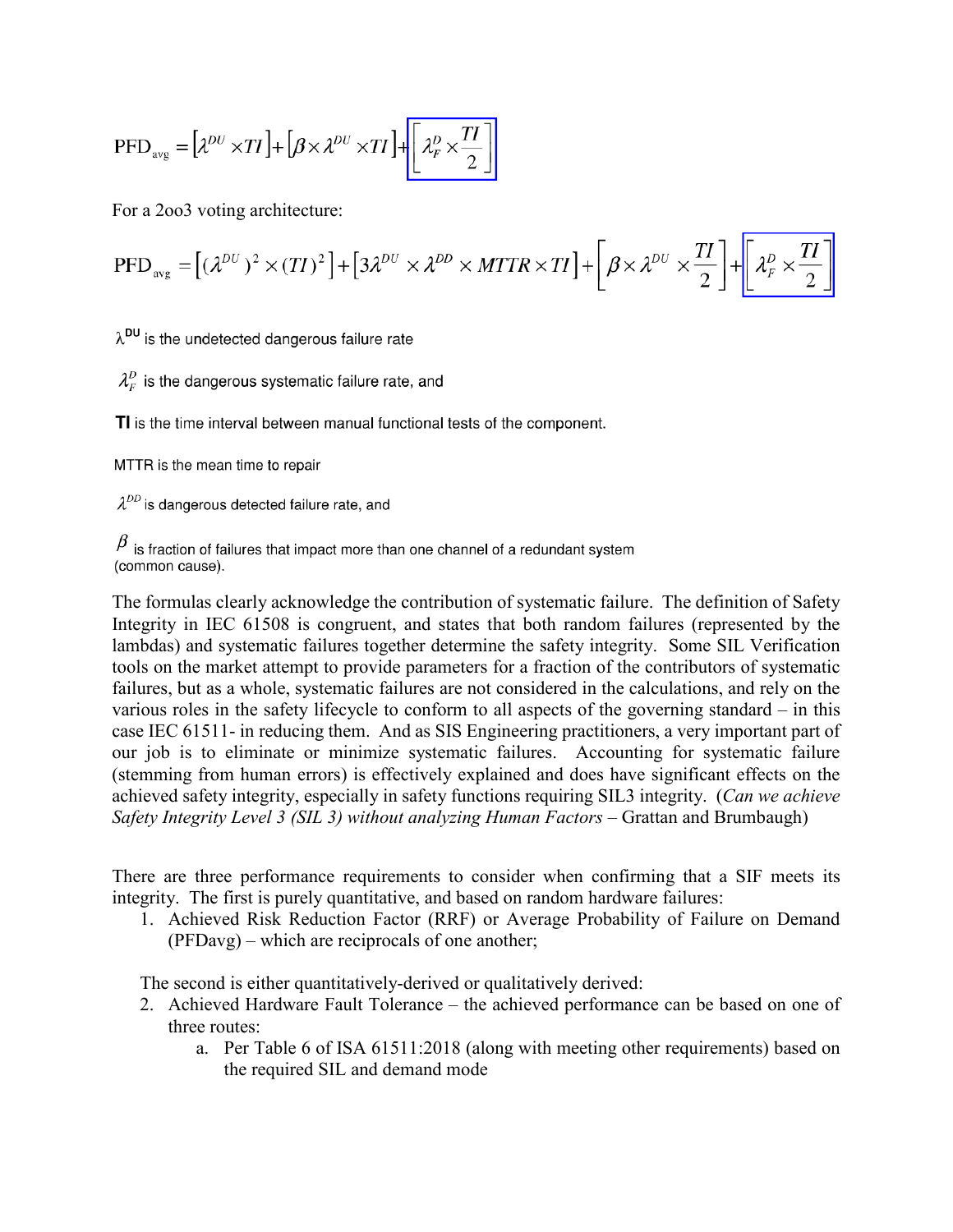$$\text{PFD}_{\text{avg}} = \left[\lambda^{DU} \times TI\right] + \left[\beta \times \lambda^{DU} \times TI\right] + \boxed{\left[\lambda_F^D \times \frac{TI}{2}\right]}$$

For a 2oo3 voting architecture:

$$\text{PFD}_{\text{avg}} = \left[(\lambda^{DU})^2 \times (TI)^2\right] + \left[3\lambda^{DU} \times \lambda^{DD} \times MTTR \times TI\right] + \left[\beta \times \lambda^{DU} \times \frac{TI}{2}\right] + \boxed{\left[\lambda_F^D \times \frac{TI}{2}\right]}$$

$\lambda^{DU}$ is the undetected dangerous failure rate

$\lambda_F^D$ is the dangerous systematic failure rate, and

**TI** is the time interval between manual functional tests of the component.

MTTR is the mean time to repair

$\lambda^{DD}$ is dangerous detected failure rate, and

$\beta$ is fraction of failures that impact more than one channel of a redundant system (common cause).

The formulas clearly acknowledge the contribution of systematic failure. The definition of Safety Integrity in IEC 61508 is congruent, and states that both random failures (represented by the lambdas) and systematic failures together determine the safety integrity. Some SIL Verification tools on the market attempt to provide parameters for a fraction of the contributors of systematic failures, but as a whole, systematic failures are not considered in the calculations, and rely on the various roles in the safety lifecycle to conform to all aspects of the governing standard – in this case IEC 61511- in reducing them. And as SIS Engineering practitioners, a very important part of our job is to eliminate or minimize systematic failures. Accounting for systematic failure (stemming from human errors) is effectively explained and does have significant effects on the achieved safety integrity, especially in safety functions requiring SIL3 integrity. (*Can we achieve Safety Integrity Level 3 (SIL 3) without analyzing Human Factors* – Grattan and Brumbaugh)

There are three performance requirements to consider when confirming that a SIF meets its integrity. The first is purely quantitative, and based on random hardware failures:

1. Achieved Risk Reduction Factor (RRF) or Average Probability of Failure on Demand (PFDavg) – which are reciprocals of one another;

The second is either quantitatively-derived or qualitatively derived:

2. Achieved Hardware Fault Tolerance – the achieved performance can be based on one of three routes:
    a. Per Table 6 of ISA 61511:2018 (along with meeting other requirements) based on the required SIL and demand mode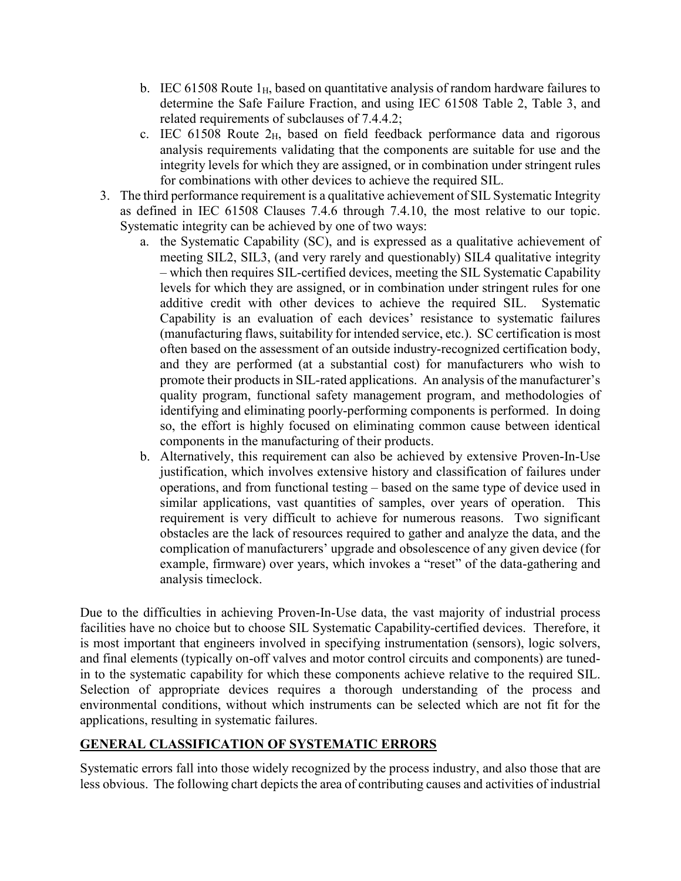b. IEC 61508 Route $1_H$, based on quantitative analysis of random hardware failures to determine the Safe Failure Fraction, and using IEC 61508 Table 2, Table 3, and related requirements of subclauses of 7.4.4.2;
   c. IEC 61508 Route $2_H$, based on field feedback performance data and rigorous analysis requirements validating that the components are suitable for use and the integrity levels for which they are assigned, or in combination under stringent rules for combinations with other devices to achieve the required SIL.

3. The third performance requirement is a qualitative achievement of SIL Systematic Integrity as defined in IEC 61508 Clauses 7.4.6 through 7.4.10, the most relative to our topic. Systematic integrity can be achieved by one of two ways:
   a. the Systematic Capability (SC), and is expressed as a qualitative achievement of meeting SIL2, SIL3, (and very rarely and questionably) SIL4 qualitative integrity – which then requires SIL-certified devices, meeting the SIL Systematic Capability levels for which they are assigned, or in combination under stringent rules for one additive credit with other devices to achieve the required SIL. Systematic Capability is an evaluation of each devices' resistance to systematic failures (manufacturing flaws, suitability for intended service, etc.). SC certification is most often based on the assessment of an outside industry-recognized certification body, and they are performed (at a substantial cost) for manufacturers who wish to promote their products in SIL-rated applications. An analysis of the manufacturer's quality program, functional safety management program, and methodologies of identifying and eliminating poorly-performing components is performed. In doing so, the effort is highly focused on eliminating common cause between identical components in the manufacturing of their products.
   b. Alternatively, this requirement can also be achieved by extensive Proven-In-Use justification, which involves extensive history and classification of failures under operations, and from functional testing – based on the same type of device used in similar applications, vast quantities of samples, over years of operation. This requirement is very difficult to achieve for numerous reasons. Two significant obstacles are the lack of resources required to gather and analyze the data, and the complication of manufacturers' upgrade and obsolescence of any given device (for example, firmware) over years, which invokes a "reset" of the data-gathering and analysis timeclock.

Due to the difficulties in achieving Proven-In-Use data, the vast majority of industrial process facilities have no choice but to choose SIL Systematic Capability-certified devices. Therefore, it is most important that engineers involved in specifying instrumentation (sensors), logic solvers, and final elements (typically on-off valves and motor control circuits and components) are tuned-in to the systematic capability for which these components achieve relative to the required SIL. Selection of appropriate devices requires a thorough understanding of the process and environmental conditions, without which instruments can be selected which are not fit for the applications, resulting in systematic failures.

## GENERAL CLASSIFICATION OF SYSTEMATIC ERRORS

Systematic errors fall into those widely recognized by the process industry, and also those that are less obvious. The following chart depicts the area of contributing causes and activities of industrial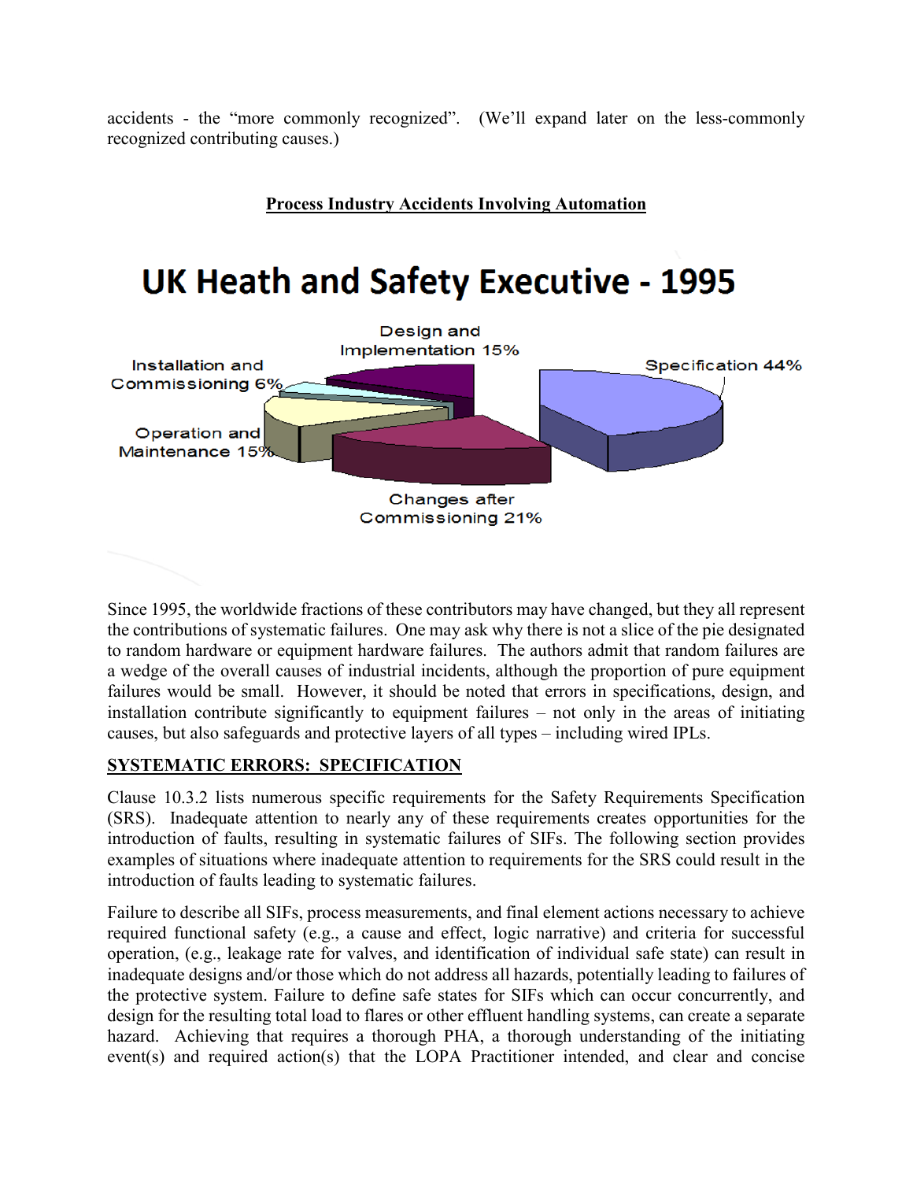accidents - the "more commonly recognized". (We'll expand later on the less-commonly recognized contributing causes.)

**Process Industry Accidents Involving Automation**

UK Heath and Safety Executive - 1995

- Specification 44%
- Changes after Commissioning 21%
- Operation and Maintenance 15%
- Installation and Commissioning 6%
- Design and Implementation 15%

Since 1995, the worldwide fractions of these contributors may have changed, but they all represent the contributions of systematic failures. One may ask why there is not a slice of the pie designated to random hardware or equipment hardware failures. The authors admit that random failures are a wedge of the overall causes of industrial incidents, although the proportion of pure equipment failures would be small. However, it should be noted that errors in specifications, design, and installation contribute significantly to equipment failures – not only in the areas of initiating causes, but also safeguards and protective layers of all types – including wired IPLs.

## SYSTEMATIC ERRORS: SPECIFICATION

Clause 10.3.2 lists numerous specific requirements for the Safety Requirements Specification (SRS). Inadequate attention to nearly any of these requirements creates opportunities for the introduction of faults, resulting in systematic failures of SIFs. The following section provides examples of situations where inadequate attention to requirements for the SRS could result in the introduction of faults leading to systematic failures.

Failure to describe all SIFs, process measurements, and final element actions necessary to achieve required functional safety (e.g., a cause and effect, logic narrative) and criteria for successful operation, (e.g., leakage rate for valves, and identification of individual safe state) can result in inadequate designs and/or those which do not address all hazards, potentially leading to failures of the protective system. Failure to define safe states for SIFs which can occur concurrently, and design for the resulting total load to flares or other effluent handling systems, can create a separate hazard. Achieving that requires a thorough PHA, a thorough understanding of the initiating event(s) and required action(s) that the LOPA Practitioner intended, and clear and concise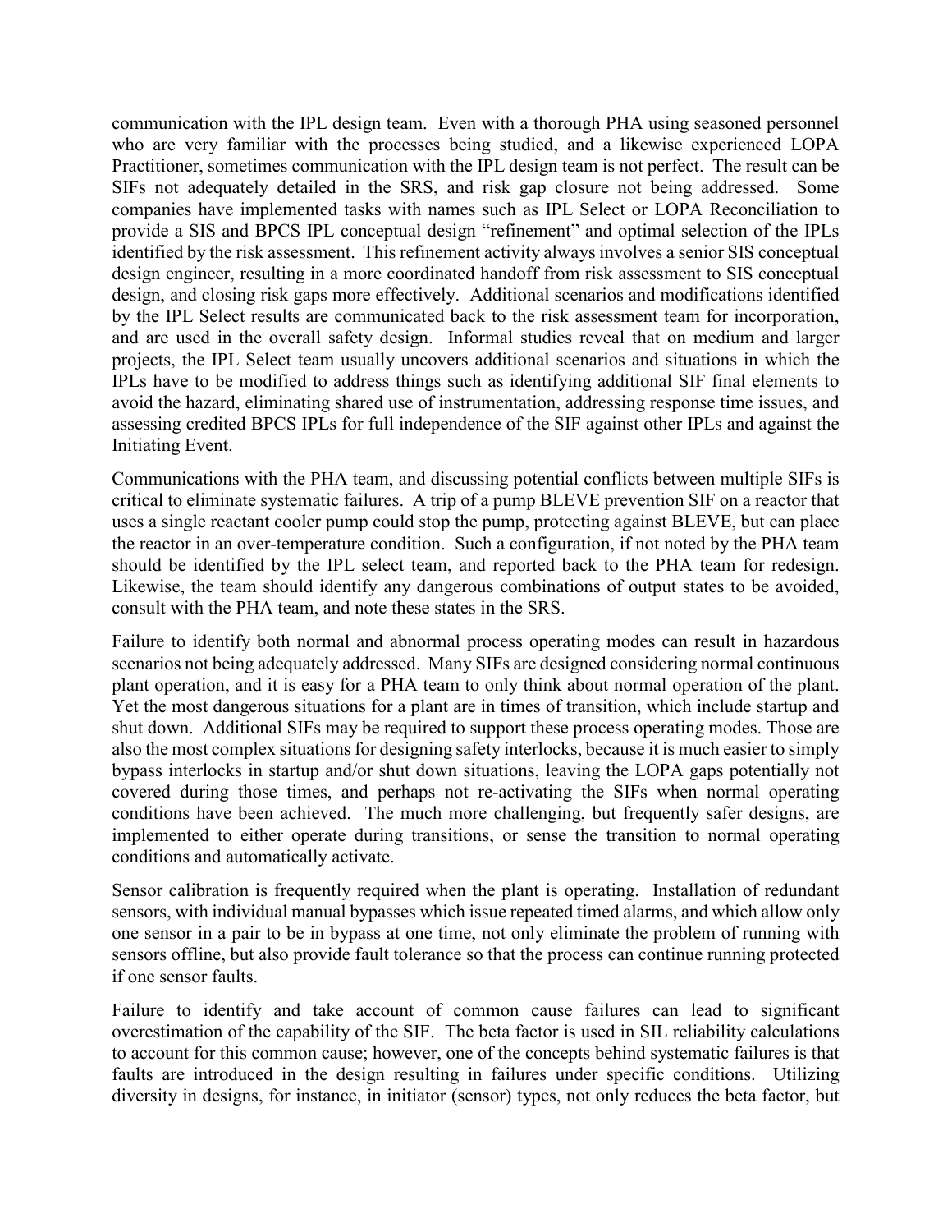communication with the IPL design team. Even with a thorough PHA using seasoned personnel who are very familiar with the processes being studied, and a likewise experienced LOPA Practitioner, sometimes communication with the IPL design team is not perfect. The result can be SIFs not adequately detailed in the SRS, and risk gap closure not being addressed. Some companies have implemented tasks with names such as IPL Select or LOPA Reconciliation to provide a SIS and BPCS IPL conceptual design "refinement" and optimal selection of the IPLs identified by the risk assessment. This refinement activity always involves a senior SIS conceptual design engineer, resulting in a more coordinated handoff from risk assessment to SIS conceptual design, and closing risk gaps more effectively. Additional scenarios and modifications identified by the IPL Select results are communicated back to the risk assessment team for incorporation, and are used in the overall safety design. Informal studies reveal that on medium and larger projects, the IPL Select team usually uncovers additional scenarios and situations in which the IPLs have to be modified to address things such as identifying additional SIF final elements to avoid the hazard, eliminating shared use of instrumentation, addressing response time issues, and assessing credited BPCS IPLs for full independence of the SIF against other IPLs and against the Initiating Event.

Communications with the PHA team, and discussing potential conflicts between multiple SIFs is critical to eliminate systematic failures. A trip of a pump BLEVE prevention SIF on a reactor that uses a single reactant cooler pump could stop the pump, protecting against BLEVE, but can place the reactor in an over-temperature condition. Such a configuration, if not noted by the PHA team should be identified by the IPL select team, and reported back to the PHA team for redesign. Likewise, the team should identify any dangerous combinations of output states to be avoided, consult with the PHA team, and note these states in the SRS.

Failure to identify both normal and abnormal process operating modes can result in hazardous scenarios not being adequately addressed. Many SIFs are designed considering normal continuous plant operation, and it is easy for a PHA team to only think about normal operation of the plant. Yet the most dangerous situations for a plant are in times of transition, which include startup and shut down. Additional SIFs may be required to support these process operating modes. Those are also the most complex situations for designing safety interlocks, because it is much easier to simply bypass interlocks in startup and/or shut down situations, leaving the LOPA gaps potentially not covered during those times, and perhaps not re-activating the SIFs when normal operating conditions have been achieved. The much more challenging, but frequently safer designs, are implemented to either operate during transitions, or sense the transition to normal operating conditions and automatically activate.

Sensor calibration is frequently required when the plant is operating. Installation of redundant sensors, with individual manual bypasses which issue repeated timed alarms, and which allow only one sensor in a pair to be in bypass at one time, not only eliminate the problem of running with sensors offline, but also provide fault tolerance so that the process can continue running protected if one sensor faults.

Failure to identify and take account of common cause failures can lead to significant overestimation of the capability of the SIF. The beta factor is used in SIL reliability calculations to account for this common cause; however, one of the concepts behind systematic failures is that faults are introduced in the design resulting in failures under specific conditions. Utilizing diversity in designs, for instance, in initiator (sensor) types, not only reduces the beta factor, but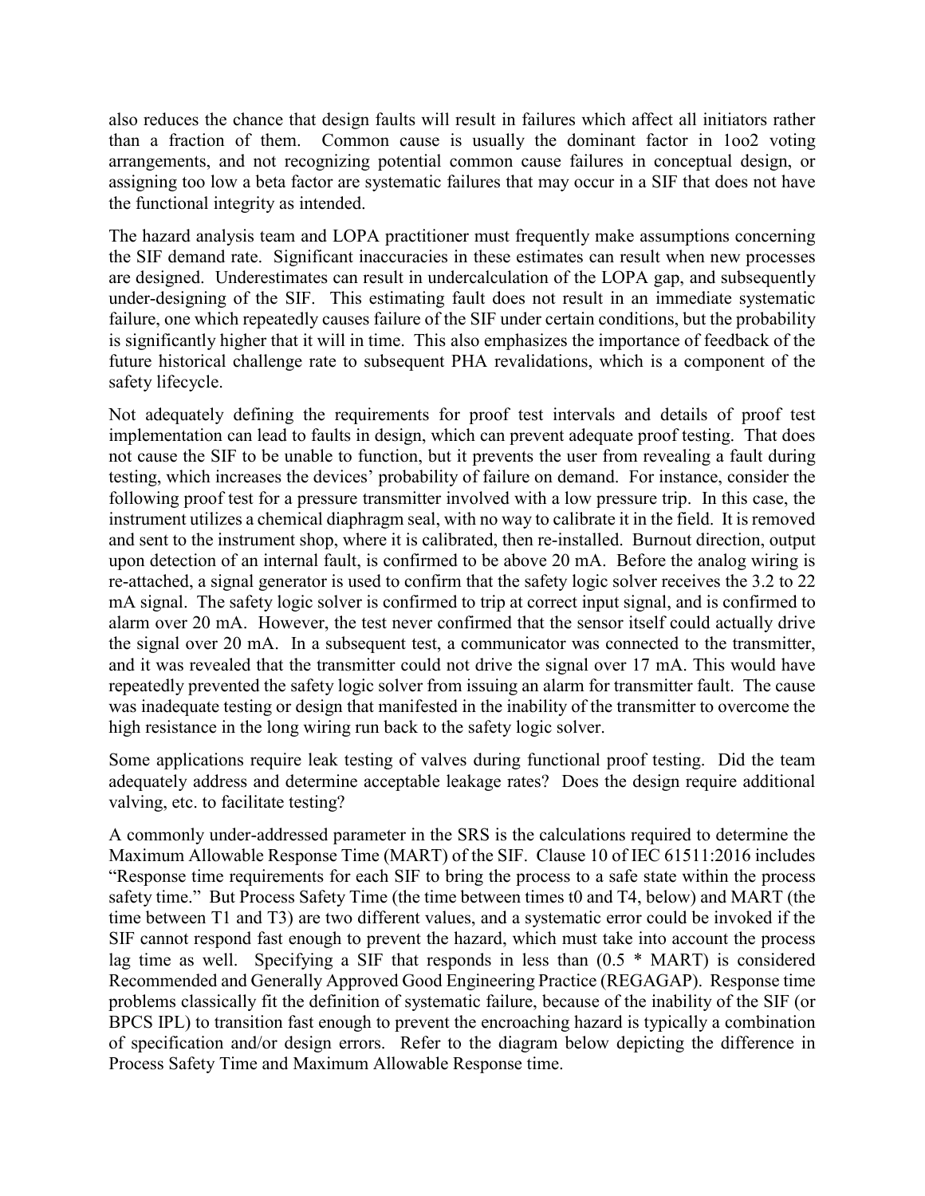also reduces the chance that design faults will result in failures which affect all initiators rather than a fraction of them. Common cause is usually the dominant factor in 1oo2 voting arrangements, and not recognizing potential common cause failures in conceptual design, or assigning too low a beta factor are systematic failures that may occur in a SIF that does not have the functional integrity as intended.

The hazard analysis team and LOPA practitioner must frequently make assumptions concerning the SIF demand rate. Significant inaccuracies in these estimates can result when new processes are designed. Underestimates can result in undercalculation of the LOPA gap, and subsequently under-designing of the SIF. This estimating fault does not result in an immediate systematic failure, one which repeatedly causes failure of the SIF under certain conditions, but the probability is significantly higher that it will in time. This also emphasizes the importance of feedback of the future historical challenge rate to subsequent PHA revalidations, which is a component of the safety lifecycle.

Not adequately defining the requirements for proof test intervals and details of proof test implementation can lead to faults in design, which can prevent adequate proof testing. That does not cause the SIF to be unable to function, but it prevents the user from revealing a fault during testing, which increases the devices' probability of failure on demand. For instance, consider the following proof test for a pressure transmitter involved with a low pressure trip. In this case, the instrument utilizes a chemical diaphragm seal, with no way to calibrate it in the field. It is removed and sent to the instrument shop, where it is calibrated, then re-installed. Burnout direction, output upon detection of an internal fault, is confirmed to be above 20 mA. Before the analog wiring is re-attached, a signal generator is used to confirm that the safety logic solver receives the 3.2 to 22 mA signal. The safety logic solver is confirmed to trip at correct input signal, and is confirmed to alarm over 20 mA. However, the test never confirmed that the sensor itself could actually drive the signal over 20 mA. In a subsequent test, a communicator was connected to the transmitter, and it was revealed that the transmitter could not drive the signal over 17 mA. This would have repeatedly prevented the safety logic solver from issuing an alarm for transmitter fault. The cause was inadequate testing or design that manifested in the inability of the transmitter to overcome the high resistance in the long wiring run back to the safety logic solver.

Some applications require leak testing of valves during functional proof testing. Did the team adequately address and determine acceptable leakage rates? Does the design require additional valving, etc. to facilitate testing?

A commonly under-addressed parameter in the SRS is the calculations required to determine the Maximum Allowable Response Time (MART) of the SIF. Clause 10 of IEC 61511:2016 includes "Response time requirements for each SIF to bring the process to a safe state within the process safety time." But Process Safety Time (the time between times t0 and T4, below) and MART (the time between T1 and T3) are two different values, and a systematic error could be invoked if the SIF cannot respond fast enough to prevent the hazard, which must take into account the process lag time as well. Specifying a SIF that responds in less than (0.5 * MART) is considered Recommended and Generally Approved Good Engineering Practice (REGAGAP). Response time problems classically fit the definition of systematic failure, because of the inability of the SIF (or BPCS IPL) to transition fast enough to prevent the encroaching hazard is typically a combination of specification and/or design errors. Refer to the diagram below depicting the difference in Process Safety Time and Maximum Allowable Response time.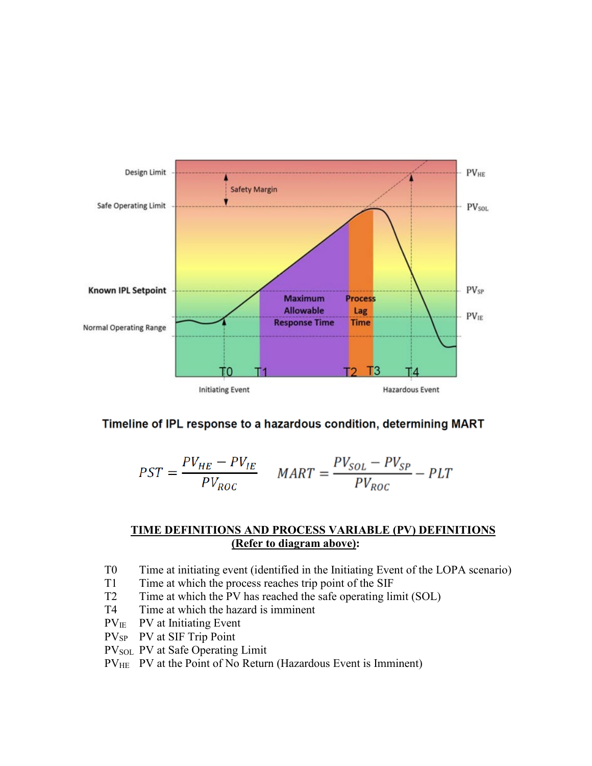Design Limit

Safe Operating Limit

Known IPL Setpoint

Normal Operating Range

Safety Margin

Maximum Allowable Response Time

Process Lag Time

T0 T1 T2 T3 T4

Initiating Event

Hazardous Event

$PV_{HE}$

$PV_{SOL}$

$PV_{SP}$

$PV_{IE}$

**Timeline of IPL response to a hazardous condition, determining MART**

$$PST = \frac{PV_{HE} - PV_{IE}}{PV_{ROC}} \qquad MART = \frac{PV_{SOL} - PV_{SP}}{PV_{ROC}} - PLT$$

**<u>TIME DEFINITIONS AND PROCESS VARIABLE (PV) DEFINITIONS</u>**
**<u>(Refer to diagram above)</u>:**

| | |
|---|---|
| T0 | Time at initiating event (identified in the Initiating Event of the LOPA scenario) |
| T1 | Time at which the process reaches trip point of the SIF |
| T2 | Time at which the PV has reached the safe operating limit (SOL) |
| T4 | Time at which the hazard is imminent |
| $PV_{IE}$ | PV at Initiating Event |
| $PV_{SP}$ | PV at SIF Trip Point |
| $PV_{SOL}$ | PV at Safe Operating Limit |
| $PV_{HE}$ | PV at the Point of No Return (Hazardous Event is Imminent) |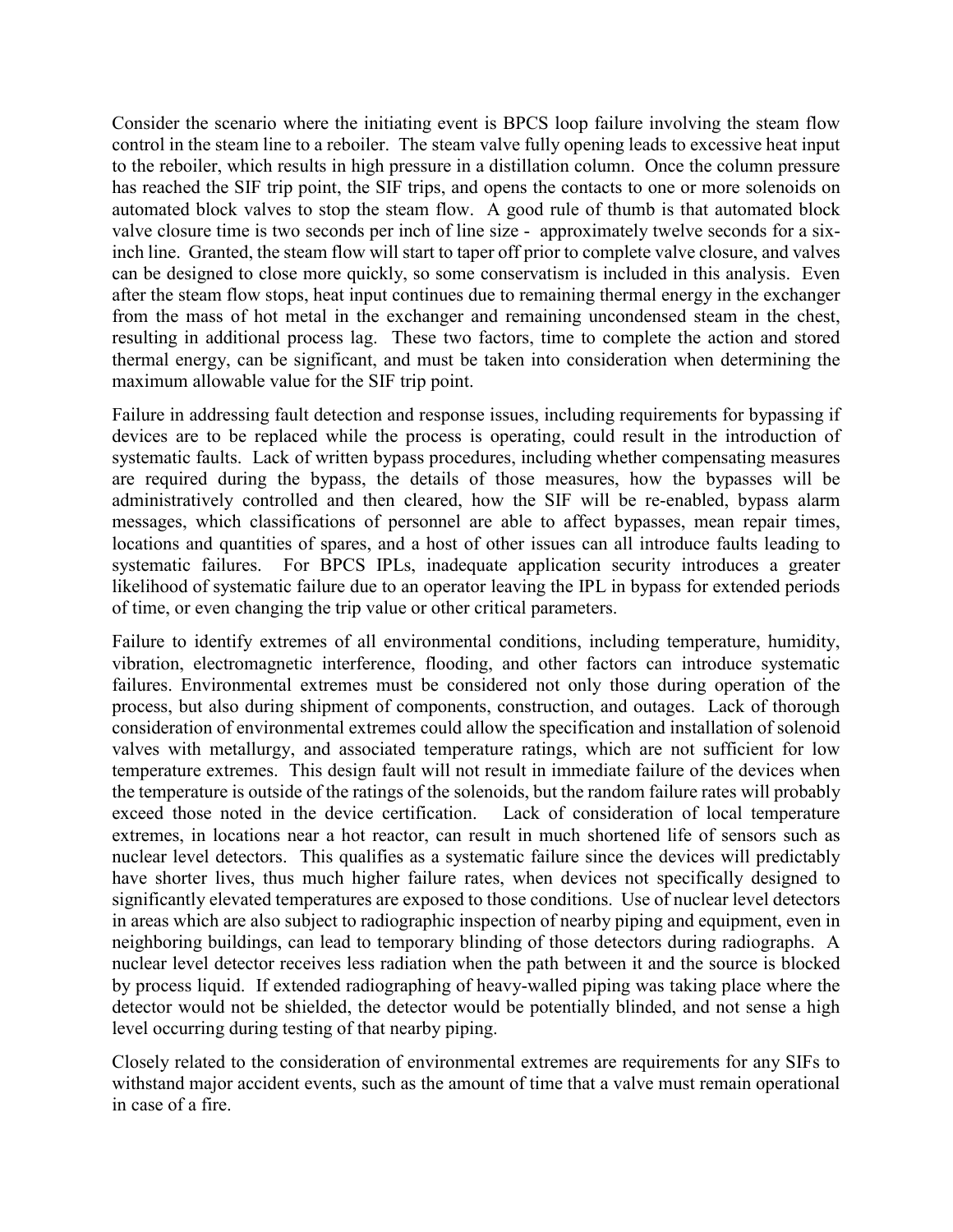Consider the scenario where the initiating event is BPCS loop failure involving the steam flow control in the steam line to a reboiler. The steam valve fully opening leads to excessive heat input to the reboiler, which results in high pressure in a distillation column. Once the column pressure has reached the SIF trip point, the SIF trips, and opens the contacts to one or more solenoids on automated block valves to stop the steam flow. A good rule of thumb is that automated block valve closure time is two seconds per inch of line size - approximately twelve seconds for a six-inch line. Granted, the steam flow will start to taper off prior to complete valve closure, and valves can be designed to close more quickly, so some conservatism is included in this analysis. Even after the steam flow stops, heat input continues due to remaining thermal energy in the exchanger from the mass of hot metal in the exchanger and remaining uncondensed steam in the chest, resulting in additional process lag. These two factors, time to complete the action and stored thermal energy, can be significant, and must be taken into consideration when determining the maximum allowable value for the SIF trip point.

Failure in addressing fault detection and response issues, including requirements for bypassing if devices are to be replaced while the process is operating, could result in the introduction of systematic faults. Lack of written bypass procedures, including whether compensating measures are required during the bypass, the details of those measures, how the bypasses will be administratively controlled and then cleared, how the SIF will be re-enabled, bypass alarm messages, which classifications of personnel are able to affect bypasses, mean repair times, locations and quantities of spares, and a host of other issues can all introduce faults leading to systematic failures. For BPCS IPLs, inadequate application security introduces a greater likelihood of systematic failure due to an operator leaving the IPL in bypass for extended periods of time, or even changing the trip value or other critical parameters.

Failure to identify extremes of all environmental conditions, including temperature, humidity, vibration, electromagnetic interference, flooding, and other factors can introduce systematic failures. Environmental extremes must be considered not only those during operation of the process, but also during shipment of components, construction, and outages. Lack of thorough consideration of environmental extremes could allow the specification and installation of solenoid valves with metallurgy, and associated temperature ratings, which are not sufficient for low temperature extremes. This design fault will not result in immediate failure of the devices when the temperature is outside of the ratings of the solenoids, but the random failure rates will probably exceed those noted in the device certification. Lack of consideration of local temperature extremes, in locations near a hot reactor, can result in much shortened life of sensors such as nuclear level detectors. This qualifies as a systematic failure since the devices will predictably have shorter lives, thus much higher failure rates, when devices not specifically designed to significantly elevated temperatures are exposed to those conditions. Use of nuclear level detectors in areas which are also subject to radiographic inspection of nearby piping and equipment, even in neighboring buildings, can lead to temporary blinding of those detectors during radiographs. A nuclear level detector receives less radiation when the path between it and the source is blocked by process liquid. If extended radiographing of heavy-walled piping was taking place where the detector would not be shielded, the detector would be potentially blinded, and not sense a high level occurring during testing of that nearby piping.

Closely related to the consideration of environmental extremes are requirements for any SIFs to withstand major accident events, such as the amount of time that a valve must remain operational in case of a fire.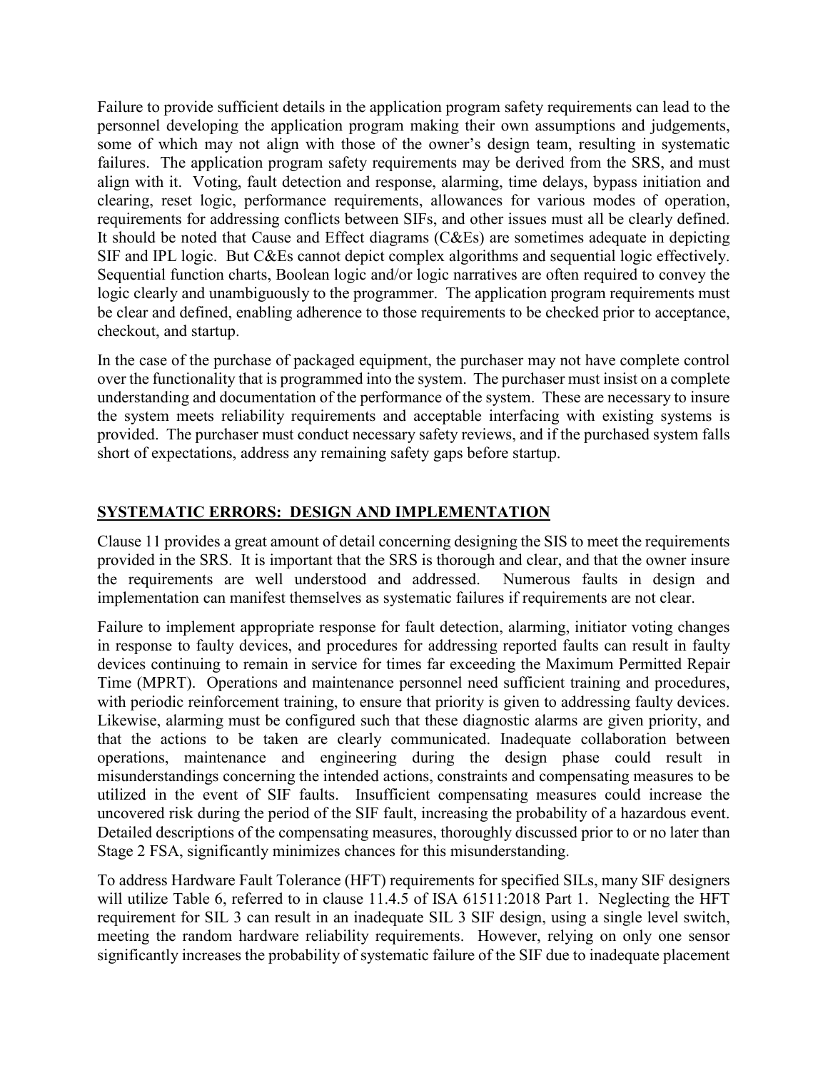Failure to provide sufficient details in the application program safety requirements can lead to the personnel developing the application program making their own assumptions and judgements, some of which may not align with those of the owner's design team, resulting in systematic failures. The application program safety requirements may be derived from the SRS, and must align with it. Voting, fault detection and response, alarming, time delays, bypass initiation and clearing, reset logic, performance requirements, allowances for various modes of operation, requirements for addressing conflicts between SIFs, and other issues must all be clearly defined. It should be noted that Cause and Effect diagrams (C&Es) are sometimes adequate in depicting SIF and IPL logic. But C&Es cannot depict complex algorithms and sequential logic effectively. Sequential function charts, Boolean logic and/or logic narratives are often required to convey the logic clearly and unambiguously to the programmer. The application program requirements must be clear and defined, enabling adherence to those requirements to be checked prior to acceptance, checkout, and startup.

In the case of the purchase of packaged equipment, the purchaser may not have complete control over the functionality that is programmed into the system. The purchaser must insist on a complete understanding and documentation of the performance of the system. These are necessary to insure the system meets reliability requirements and acceptable interfacing with existing systems is provided. The purchaser must conduct necessary safety reviews, and if the purchased system falls short of expectations, address any remaining safety gaps before startup.

## SYSTEMATIC ERRORS: DESIGN AND IMPLEMENTATION

Clause 11 provides a great amount of detail concerning designing the SIS to meet the requirements provided in the SRS. It is important that the SRS is thorough and clear, and that the owner insure the requirements are well understood and addressed. Numerous faults in design and implementation can manifest themselves as systematic failures if requirements are not clear.

Failure to implement appropriate response for fault detection, alarming, initiator voting changes in response to faulty devices, and procedures for addressing reported faults can result in faulty devices continuing to remain in service for times far exceeding the Maximum Permitted Repair Time (MPRT). Operations and maintenance personnel need sufficient training and procedures, with periodic reinforcement training, to ensure that priority is given to addressing faulty devices. Likewise, alarming must be configured such that these diagnostic alarms are given priority, and that the actions to be taken are clearly communicated. Inadequate collaboration between operations, maintenance and engineering during the design phase could result in misunderstandings concerning the intended actions, constraints and compensating measures to be utilized in the event of SIF faults. Insufficient compensating measures could increase the uncovered risk during the period of the SIF fault, increasing the probability of a hazardous event. Detailed descriptions of the compensating measures, thoroughly discussed prior to or no later than Stage 2 FSA, significantly minimizes chances for this misunderstanding.

To address Hardware Fault Tolerance (HFT) requirements for specified SILs, many SIF designers will utilize Table 6, referred to in clause 11.4.5 of ISA 61511:2018 Part 1. Neglecting the HFT requirement for SIL 3 can result in an inadequate SIL 3 SIF design, using a single level switch, meeting the random hardware reliability requirements. However, relying on only one sensor significantly increases the probability of systematic failure of the SIF due to inadequate placement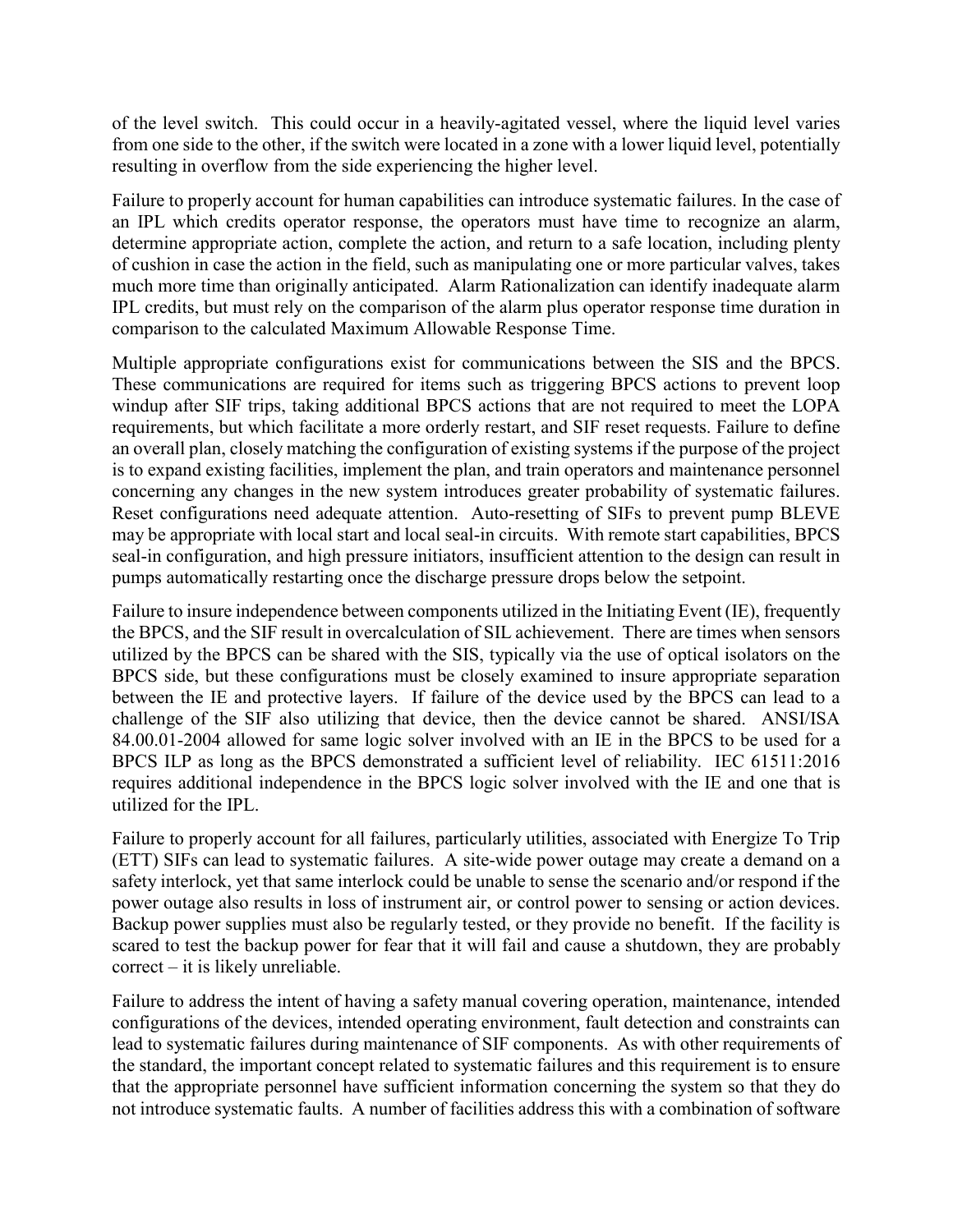of the level switch. This could occur in a heavily-agitated vessel, where the liquid level varies from one side to the other, if the switch were located in a zone with a lower liquid level, potentially resulting in overflow from the side experiencing the higher level.

Failure to properly account for human capabilities can introduce systematic failures. In the case of an IPL which credits operator response, the operators must have time to recognize an alarm, determine appropriate action, complete the action, and return to a safe location, including plenty of cushion in case the action in the field, such as manipulating one or more particular valves, takes much more time than originally anticipated. Alarm Rationalization can identify inadequate alarm IPL credits, but must rely on the comparison of the alarm plus operator response time duration in comparison to the calculated Maximum Allowable Response Time.

Multiple appropriate configurations exist for communications between the SIS and the BPCS. These communications are required for items such as triggering BPCS actions to prevent loop windup after SIF trips, taking additional BPCS actions that are not required to meet the LOPA requirements, but which facilitate a more orderly restart, and SIF reset requests. Failure to define an overall plan, closely matching the configuration of existing systems if the purpose of the project is to expand existing facilities, implement the plan, and train operators and maintenance personnel concerning any changes in the new system introduces greater probability of systematic failures. Reset configurations need adequate attention. Auto-resetting of SIFs to prevent pump BLEVE may be appropriate with local start and local seal-in circuits. With remote start capabilities, BPCS seal-in configuration, and high pressure initiators, insufficient attention to the design can result in pumps automatically restarting once the discharge pressure drops below the setpoint.

Failure to insure independence between components utilized in the Initiating Event (IE), frequently the BPCS, and the SIF result in overcalculation of SIL achievement. There are times when sensors utilized by the BPCS can be shared with the SIS, typically via the use of optical isolators on the BPCS side, but these configurations must be closely examined to insure appropriate separation between the IE and protective layers. If failure of the device used by the BPCS can lead to a challenge of the SIF also utilizing that device, then the device cannot be shared. ANSI/ISA 84.00.01-2004 allowed for same logic solver involved with an IE in the BPCS to be used for a BPCS ILP as long as the BPCS demonstrated a sufficient level of reliability. IEC 61511:2016 requires additional independence in the BPCS logic solver involved with the IE and one that is utilized for the IPL.

Failure to properly account for all failures, particularly utilities, associated with Energize To Trip (ETT) SIFs can lead to systematic failures. A site-wide power outage may create a demand on a safety interlock, yet that same interlock could be unable to sense the scenario and/or respond if the power outage also results in loss of instrument air, or control power to sensing or action devices. Backup power supplies must also be regularly tested, or they provide no benefit. If the facility is scared to test the backup power for fear that it will fail and cause a shutdown, they are probably correct – it is likely unreliable.

Failure to address the intent of having a safety manual covering operation, maintenance, intended configurations of the devices, intended operating environment, fault detection and constraints can lead to systematic failures during maintenance of SIF components. As with other requirements of the standard, the important concept related to systematic failures and this requirement is to ensure that the appropriate personnel have sufficient information concerning the system so that they do not introduce systematic faults. A number of facilities address this with a combination of software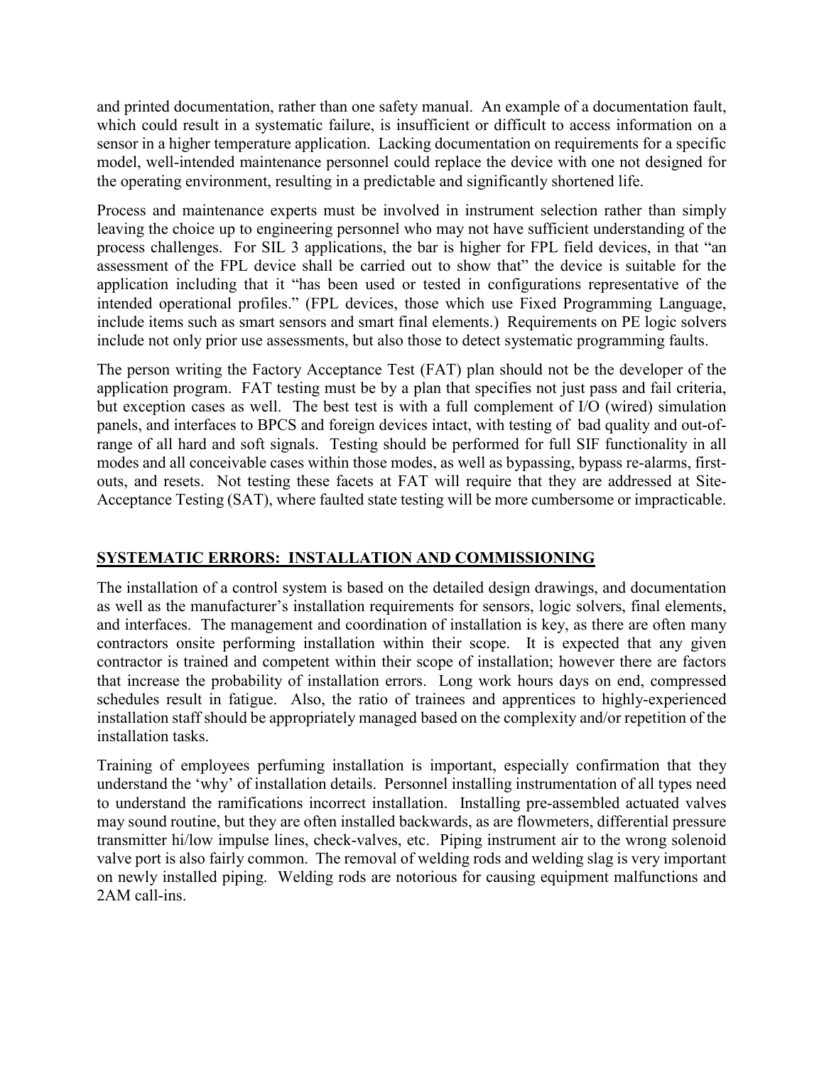and printed documentation, rather than one safety manual. An example of a documentation fault, which could result in a systematic failure, is insufficient or difficult to access information on a sensor in a higher temperature application. Lacking documentation on requirements for a specific model, well-intended maintenance personnel could replace the device with one not designed for the operating environment, resulting in a predictable and significantly shortened life.

Process and maintenance experts must be involved in instrument selection rather than simply leaving the choice up to engineering personnel who may not have sufficient understanding of the process challenges. For SIL 3 applications, the bar is higher for FPL field devices, in that "an assessment of the FPL device shall be carried out to show that" the device is suitable for the application including that it "has been used or tested in configurations representative of the intended operational profiles." (FPL devices, those which use Fixed Programming Language, include items such as smart sensors and smart final elements.) Requirements on PE logic solvers include not only prior use assessments, but also those to detect systematic programming faults.

The person writing the Factory Acceptance Test (FAT) plan should not be the developer of the application program. FAT testing must be by a plan that specifies not just pass and fail criteria, but exception cases as well. The best test is with a full complement of I/O (wired) simulation panels, and interfaces to BPCS and foreign devices intact, with testing of bad quality and out-of-range of all hard and soft signals. Testing should be performed for full SIF functionality in all modes and all conceivable cases within those modes, as well as bypassing, bypass re-alarms, first-outs, and resets. Not testing these facets at FAT will require that they are addressed at Site-Acceptance Testing (SAT), where faulted state testing will be more cumbersome or impracticable.

## SYSTEMATIC ERRORS: INSTALLATION AND COMMISSIONING

The installation of a control system is based on the detailed design drawings, and documentation as well as the manufacturer's installation requirements for sensors, logic solvers, final elements, and interfaces. The management and coordination of installation is key, as there are often many contractors onsite performing installation within their scope. It is expected that any given contractor is trained and competent within their scope of installation; however there are factors that increase the probability of installation errors. Long work hours days on end, compressed schedules result in fatigue. Also, the ratio of trainees and apprentices to highly-experienced installation staff should be appropriately managed based on the complexity and/or repetition of the installation tasks.

Training of employees perfuming installation is important, especially confirmation that they understand the 'why' of installation details. Personnel installing instrumentation of all types need to understand the ramifications incorrect installation. Installing pre-assembled actuated valves may sound routine, but they are often installed backwards, as are flowmeters, differential pressure transmitter hi/low impulse lines, check-valves, etc. Piping instrument air to the wrong solenoid valve port is also fairly common. The removal of welding rods and welding slag is very important on newly installed piping. Welding rods are notorious for causing equipment malfunctions and 2AM call-ins.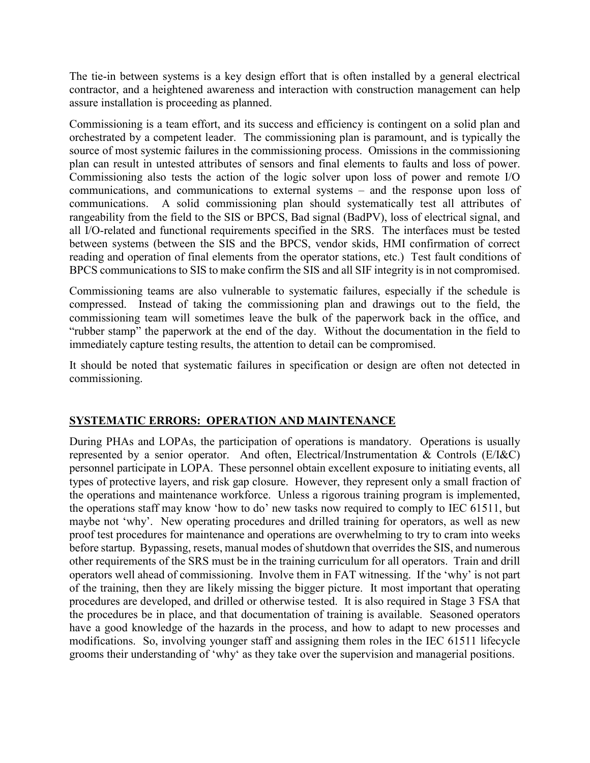The tie-in between systems is a key design effort that is often installed by a general electrical contractor, and a heightened awareness and interaction with construction management can help assure installation is proceeding as planned.

Commissioning is a team effort, and its success and efficiency is contingent on a solid plan and orchestrated by a competent leader. The commissioning plan is paramount, and is typically the source of most systemic failures in the commissioning process. Omissions in the commissioning plan can result in untested attributes of sensors and final elements to faults and loss of power. Commissioning also tests the action of the logic solver upon loss of power and remote I/O communications, and communications to external systems – and the response upon loss of communications. A solid commissioning plan should systematically test all attributes of rangeability from the field to the SIS or BPCS, Bad signal (BadPV), loss of electrical signal, and all I/O-related and functional requirements specified in the SRS. The interfaces must be tested between systems (between the SIS and the BPCS, vendor skids, HMI confirmation of correct reading and operation of final elements from the operator stations, etc.) Test fault conditions of BPCS communications to SIS to make confirm the SIS and all SIF integrity is in not compromised.

Commissioning teams are also vulnerable to systematic failures, especially if the schedule is compressed. Instead of taking the commissioning plan and drawings out to the field, the commissioning team will sometimes leave the bulk of the paperwork back in the office, and "rubber stamp" the paperwork at the end of the day. Without the documentation in the field to immediately capture testing results, the attention to detail can be compromised.

It should be noted that systematic failures in specification or design are often not detected in commissioning.

## SYSTEMATIC ERRORS: OPERATION AND MAINTENANCE

During PHAs and LOPAs, the participation of operations is mandatory. Operations is usually represented by a senior operator. And often, Electrical/Instrumentation & Controls (E/I&C) personnel participate in LOPA. These personnel obtain excellent exposure to initiating events, all types of protective layers, and risk gap closure. However, they represent only a small fraction of the operations and maintenance workforce. Unless a rigorous training program is implemented, the operations staff may know 'how to do' new tasks now required to comply to IEC 61511, but maybe not 'why'. New operating procedures and drilled training for operators, as well as new proof test procedures for maintenance and operations are overwhelming to try to cram into weeks before startup. Bypassing, resets, manual modes of shutdown that overrides the SIS, and numerous other requirements of the SRS must be in the training curriculum for all operators. Train and drill operators well ahead of commissioning. Involve them in FAT witnessing. If the 'why' is not part of the training, then they are likely missing the bigger picture. It most important that operating procedures are developed, and drilled or otherwise tested. It is also required in Stage 3 FSA that the procedures be in place, and that documentation of training is available. Seasoned operators have a good knowledge of the hazards in the process, and how to adapt to new processes and modifications. So, involving younger staff and assigning them roles in the IEC 61511 lifecycle grooms their understanding of 'why' as they take over the supervision and managerial positions.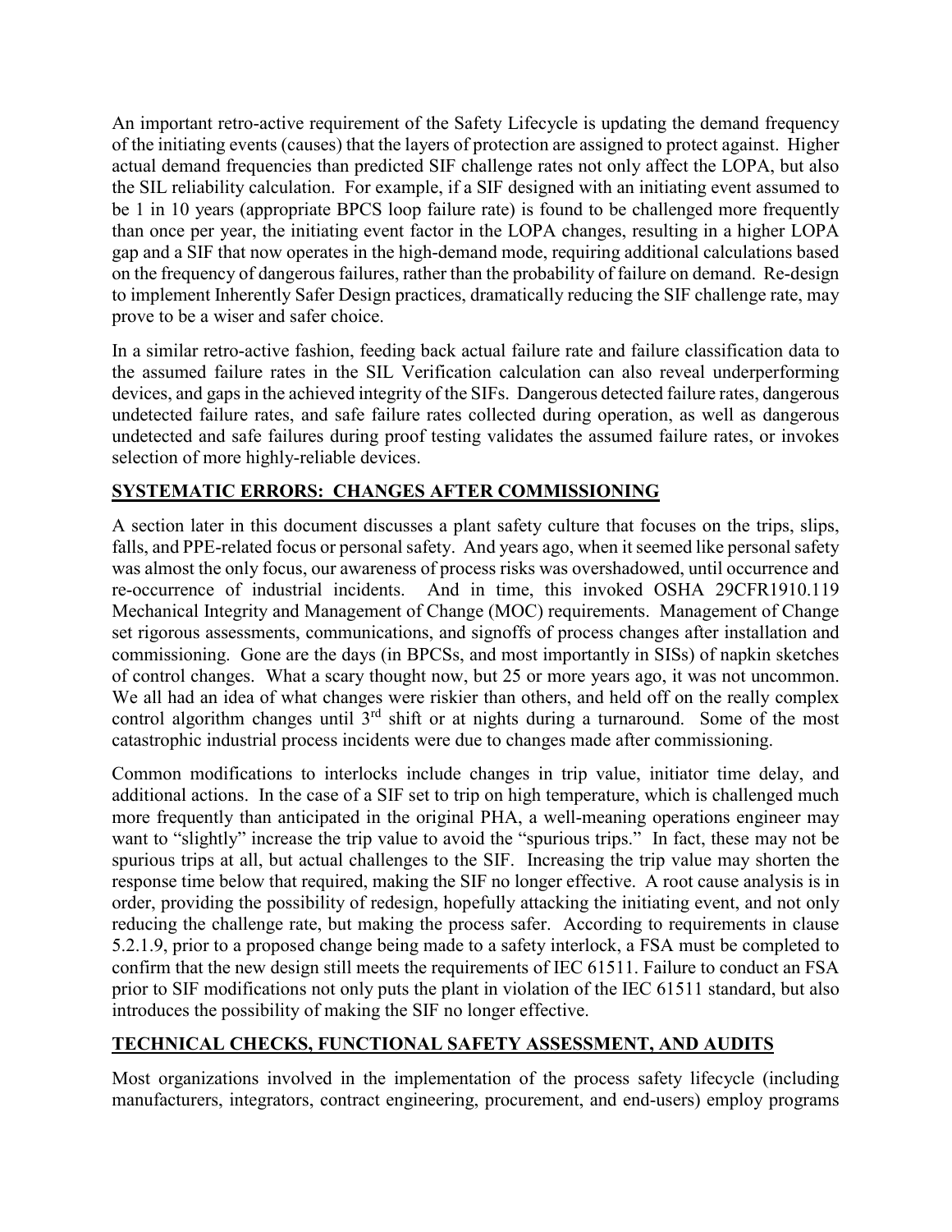An important retro-active requirement of the Safety Lifecycle is updating the demand frequency of the initiating events (causes) that the layers of protection are assigned to protect against. Higher actual demand frequencies than predicted SIF challenge rates not only affect the LOPA, but also the SIL reliability calculation. For example, if a SIF designed with an initiating event assumed to be 1 in 10 years (appropriate BPCS loop failure rate) is found to be challenged more frequently than once per year, the initiating event factor in the LOPA changes, resulting in a higher LOPA gap and a SIF that now operates in the high-demand mode, requiring additional calculations based on the frequency of dangerous failures, rather than the probability of failure on demand. Re-design to implement Inherently Safer Design practices, dramatically reducing the SIF challenge rate, may prove to be a wiser and safer choice.

In a similar retro-active fashion, feeding back actual failure rate and failure classification data to the assumed failure rates in the SIL Verification calculation can also reveal underperforming devices, and gaps in the achieved integrity of the SIFs. Dangerous detected failure rates, dangerous undetected failure rates, and safe failure rates collected during operation, as well as dangerous undetected and safe failures during proof testing validates the assumed failure rates, or invokes selection of more highly-reliable devices.

## SYSTEMATIC ERRORS: CHANGES AFTER COMMISSIONING

A section later in this document discusses a plant safety culture that focuses on the trips, slips, falls, and PPE-related focus or personal safety. And years ago, when it seemed like personal safety was almost the only focus, our awareness of process risks was overshadowed, until occurrence and re-occurrence of industrial incidents. And in time, this invoked OSHA 29CFR1910.119 Mechanical Integrity and Management of Change (MOC) requirements. Management of Change set rigorous assessments, communications, and signoffs of process changes after installation and commissioning. Gone are the days (in BPCSs, and most importantly in SISs) of napkin sketches of control changes. What a scary thought now, but 25 or more years ago, it was not uncommon. We all had an idea of what changes were riskier than others, and held off on the really complex control algorithm changes until 3rd shift or at nights during a turnaround. Some of the most catastrophic industrial process incidents were due to changes made after commissioning.

Common modifications to interlocks include changes in trip value, initiator time delay, and additional actions. In the case of a SIF set to trip on high temperature, which is challenged much more frequently than anticipated in the original PHA, a well-meaning operations engineer may want to "slightly" increase the trip value to avoid the "spurious trips." In fact, these may not be spurious trips at all, but actual challenges to the SIF. Increasing the trip value may shorten the response time below that required, making the SIF no longer effective. A root cause analysis is in order, providing the possibility of redesign, hopefully attacking the initiating event, and not only reducing the challenge rate, but making the process safer. According to requirements in clause 5.2.1.9, prior to a proposed change being made to a safety interlock, a FSA must be completed to confirm that the new design still meets the requirements of IEC 61511. Failure to conduct an FSA prior to SIF modifications not only puts the plant in violation of the IEC 61511 standard, but also introduces the possibility of making the SIF no longer effective.

## TECHNICAL CHECKS, FUNCTIONAL SAFETY ASSESSMENT, AND AUDITS

Most organizations involved in the implementation of the process safety lifecycle (including manufacturers, integrators, contract engineering, procurement, and end-users) employ programs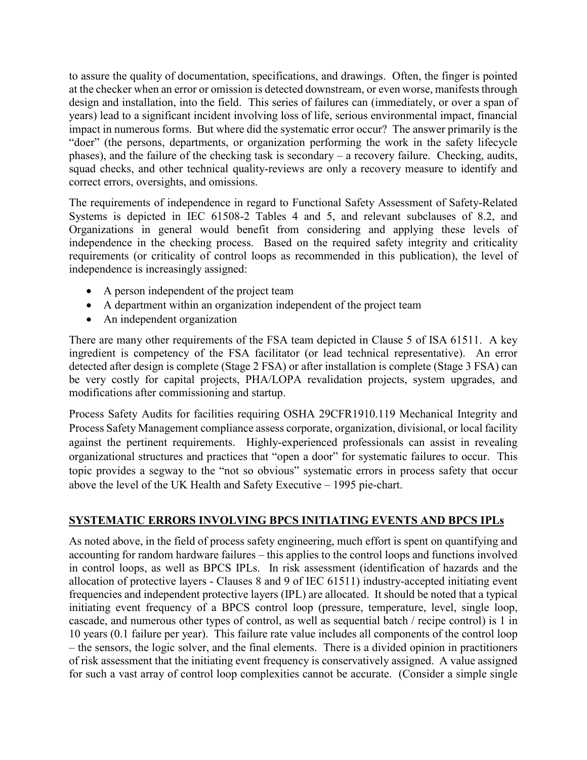to assure the quality of documentation, specifications, and drawings. Often, the finger is pointed at the checker when an error or omission is detected downstream, or even worse, manifests through design and installation, into the field. This series of failures can (immediately, or over a span of years) lead to a significant incident involving loss of life, serious environmental impact, financial impact in numerous forms. But where did the systematic error occur? The answer primarily is the "doer" (the persons, departments, or organization performing the work in the safety lifecycle phases), and the failure of the checking task is secondary – a recovery failure. Checking, audits, squad checks, and other technical quality-reviews are only a recovery measure to identify and correct errors, oversights, and omissions.

The requirements of independence in regard to Functional Safety Assessment of Safety-Related Systems is depicted in IEC 61508-2 Tables 4 and 5, and relevant subclauses of 8.2, and Organizations in general would benefit from considering and applying these levels of independence in the checking process. Based on the required safety integrity and criticality requirements (or criticality of control loops as recommended in this publication), the level of independence is increasingly assigned:

- A person independent of the project team
- A department within an organization independent of the project team
- An independent organization

There are many other requirements of the FSA team depicted in Clause 5 of ISA 61511. A key ingredient is competency of the FSA facilitator (or lead technical representative). An error detected after design is complete (Stage 2 FSA) or after installation is complete (Stage 3 FSA) can be very costly for capital projects, PHA/LOPA revalidation projects, system upgrades, and modifications after commissioning and startup.

Process Safety Audits for facilities requiring OSHA 29CFR1910.119 Mechanical Integrity and Process Safety Management compliance assess corporate, organization, divisional, or local facility against the pertinent requirements. Highly-experienced professionals can assist in revealing organizational structures and practices that "open a door" for systematic failures to occur. This topic provides a segway to the "not so obvious" systematic errors in process safety that occur above the level of the UK Health and Safety Executive – 1995 pie-chart.

## SYSTEMATIC ERRORS INVOLVING BPCS INITIATING EVENTS AND BPCS IPLs

As noted above, in the field of process safety engineering, much effort is spent on quantifying and accounting for random hardware failures – this applies to the control loops and functions involved in control loops, as well as BPCS IPLs. In risk assessment (identification of hazards and the allocation of protective layers - Clauses 8 and 9 of IEC 61511) industry-accepted initiating event frequencies and independent protective layers (IPL) are allocated. It should be noted that a typical initiating event frequency of a BPCS control loop (pressure, temperature, level, single loop, cascade, and numerous other types of control, as well as sequential batch / recipe control) is 1 in 10 years (0.1 failure per year). This failure rate value includes all components of the control loop – the sensors, the logic solver, and the final elements. There is a divided opinion in practitioners of risk assessment that the initiating event frequency is conservatively assigned. A value assigned for such a vast array of control loop complexities cannot be accurate. (Consider a simple single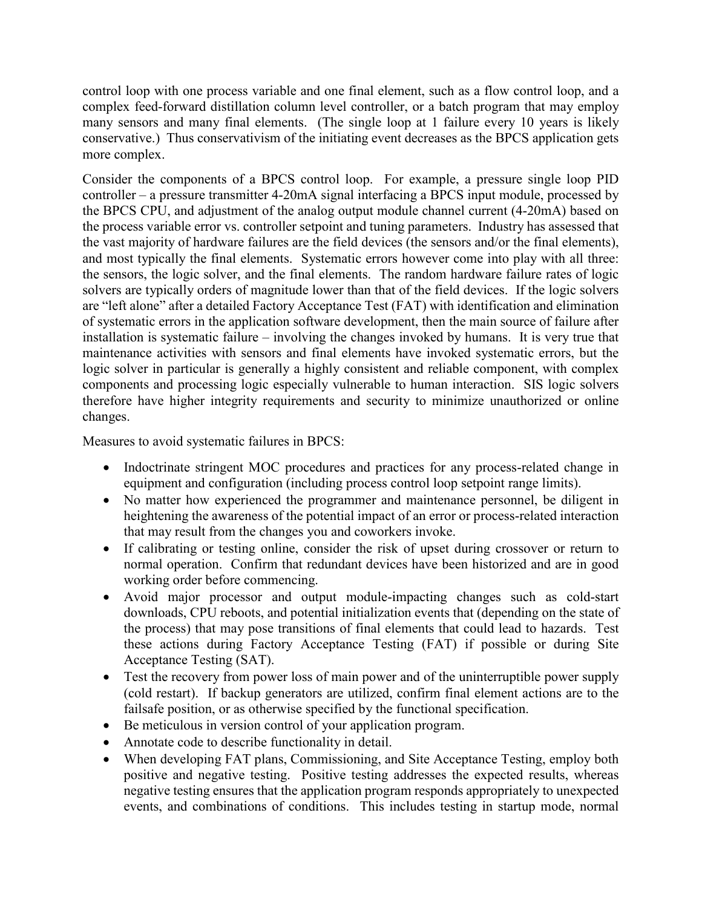control loop with one process variable and one final element, such as a flow control loop, and a complex feed-forward distillation column level controller, or a batch program that may employ many sensors and many final elements. (The single loop at 1 failure every 10 years is likely conservative.) Thus conservativism of the initiating event decreases as the BPCS application gets more complex.

Consider the components of a BPCS control loop. For example, a pressure single loop PID controller – a pressure transmitter 4-20mA signal interfacing a BPCS input module, processed by the BPCS CPU, and adjustment of the analog output module channel current (4-20mA) based on the process variable error vs. controller setpoint and tuning parameters. Industry has assessed that the vast majority of hardware failures are the field devices (the sensors and/or the final elements), and most typically the final elements. Systematic errors however come into play with all three: the sensors, the logic solver, and the final elements. The random hardware failure rates of logic solvers are typically orders of magnitude lower than that of the field devices. If the logic solvers are "left alone" after a detailed Factory Acceptance Test (FAT) with identification and elimination of systematic errors in the application software development, then the main source of failure after installation is systematic failure – involving the changes invoked by humans. It is very true that maintenance activities with sensors and final elements have invoked systematic errors, but the logic solver in particular is generally a highly consistent and reliable component, with complex components and processing logic especially vulnerable to human interaction. SIS logic solvers therefore have higher integrity requirements and security to minimize unauthorized or online changes.

Measures to avoid systematic failures in BPCS:

- Indoctrinate stringent MOC procedures and practices for any process-related change in equipment and configuration (including process control loop setpoint range limits).
- No matter how experienced the programmer and maintenance personnel, be diligent in heightening the awareness of the potential impact of an error or process-related interaction that may result from the changes you and coworkers invoke.
- If calibrating or testing online, consider the risk of upset during crossover or return to normal operation. Confirm that redundant devices have been historized and are in good working order before commencing.
- Avoid major processor and output module-impacting changes such as cold-start downloads, CPU reboots, and potential initialization events that (depending on the state of the process) that may pose transitions of final elements that could lead to hazards. Test these actions during Factory Acceptance Testing (FAT) if possible or during Site Acceptance Testing (SAT).
- Test the recovery from power loss of main power and of the uninterruptible power supply (cold restart). If backup generators are utilized, confirm final element actions are to the failsafe position, or as otherwise specified by the functional specification.
- Be meticulous in version control of your application program.
- Annotate code to describe functionality in detail.
- When developing FAT plans, Commissioning, and Site Acceptance Testing, employ both positive and negative testing. Positive testing addresses the expected results, whereas negative testing ensures that the application program responds appropriately to unexpected events, and combinations of conditions. This includes testing in startup mode, normal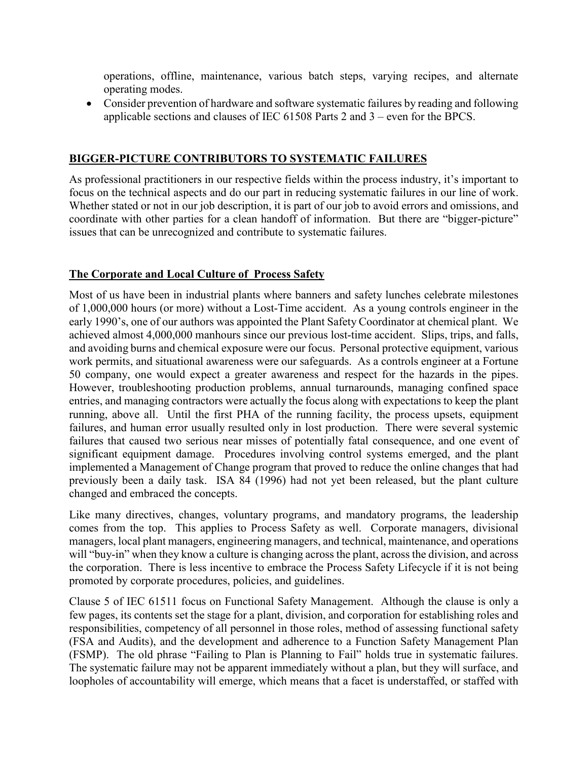operations, offline, maintenance, various batch steps, varying recipes, and alternate operating modes.

- Consider prevention of hardware and software systematic failures by reading and following applicable sections and clauses of IEC 61508 Parts 2 and 3 – even for the BPCS.

## BIGGER-PICTURE CONTRIBUTORS TO SYSTEMATIC FAILURES

As professional practitioners in our respective fields within the process industry, it's important to focus on the technical aspects and do our part in reducing systematic failures in our line of work. Whether stated or not in our job description, it is part of our job to avoid errors and omissions, and coordinate with other parties for a clean handoff of information. But there are "bigger-picture" issues that can be unrecognized and contribute to systematic failures.

### The Corporate and Local Culture of Process Safety

Most of us have been in industrial plants where banners and safety lunches celebrate milestones of 1,000,000 hours (or more) without a Lost-Time accident. As a young controls engineer in the early 1990's, one of our authors was appointed the Plant Safety Coordinator at chemical plant. We achieved almost 4,000,000 manhours since our previous lost-time accident. Slips, trips, and falls, and avoiding burns and chemical exposure were our focus. Personal protective equipment, various work permits, and situational awareness were our safeguards. As a controls engineer at a Fortune 50 company, one would expect a greater awareness and respect for the hazards in the pipes. However, troubleshooting production problems, annual turnarounds, managing confined space entries, and managing contractors were actually the focus along with expectations to keep the plant running, above all. Until the first PHA of the running facility, the process upsets, equipment failures, and human error usually resulted only in lost production. There were several systemic failures that caused two serious near misses of potentially fatal consequence, and one event of significant equipment damage. Procedures involving control systems emerged, and the plant implemented a Management of Change program that proved to reduce the online changes that had previously been a daily task. ISA 84 (1996) had not yet been released, but the plant culture changed and embraced the concepts.

Like many directives, changes, voluntary programs, and mandatory programs, the leadership comes from the top. This applies to Process Safety as well. Corporate managers, divisional managers, local plant managers, engineering managers, and technical, maintenance, and operations will "buy-in" when they know a culture is changing across the plant, across the division, and across the corporation. There is less incentive to embrace the Process Safety Lifecycle if it is not being promoted by corporate procedures, policies, and guidelines.

Clause 5 of IEC 61511 focus on Functional Safety Management. Although the clause is only a few pages, its contents set the stage for a plant, division, and corporation for establishing roles and responsibilities, competency of all personnel in those roles, method of assessing functional safety (FSA and Audits), and the development and adherence to a Function Safety Management Plan (FSMP). The old phrase "Failing to Plan is Planning to Fail" holds true in systematic failures. The systematic failure may not be apparent immediately without a plan, but they will surface, and loopholes of accountability will emerge, which means that a facet is understaffed, or staffed with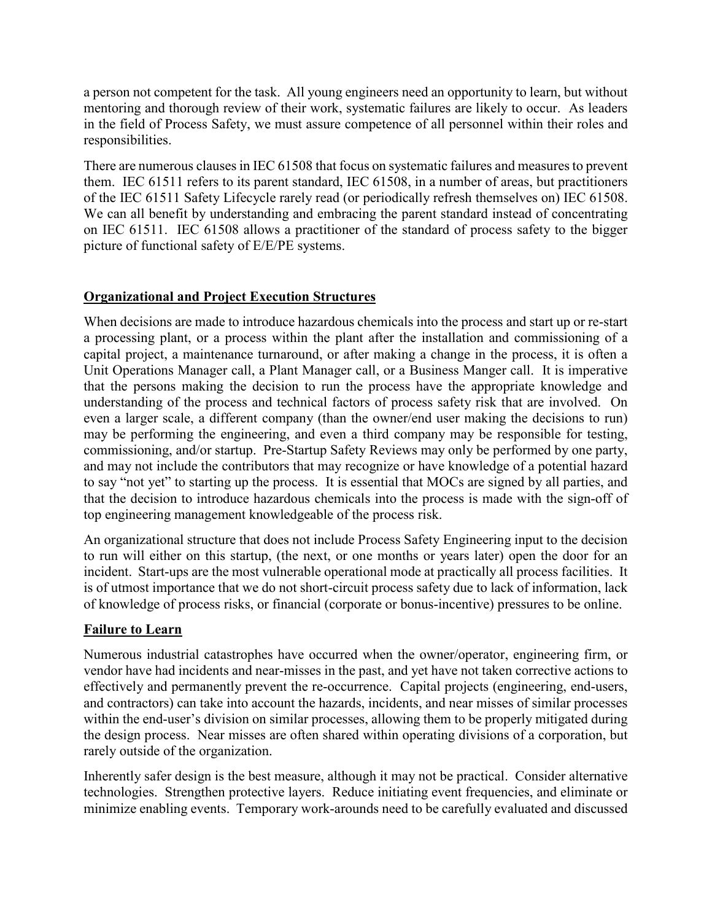a person not competent for the task. All young engineers need an opportunity to learn, but without mentoring and thorough review of their work, systematic failures are likely to occur. As leaders in the field of Process Safety, we must assure competence of all personnel within their roles and responsibilities.

There are numerous clauses in IEC 61508 that focus on systematic failures and measures to prevent them. IEC 61511 refers to its parent standard, IEC 61508, in a number of areas, but practitioners of the IEC 61511 Safety Lifecycle rarely read (or periodically refresh themselves on) IEC 61508. We can all benefit by understanding and embracing the parent standard instead of concentrating on IEC 61511. IEC 61508 allows a practitioner of the standard of process safety to the bigger picture of functional safety of E/E/PE systems.

**Organizational and Project Execution Structures**

When decisions are made to introduce hazardous chemicals into the process and start up or re-start a processing plant, or a process within the plant after the installation and commissioning of a capital project, a maintenance turnaround, or after making a change in the process, it is often a Unit Operations Manager call, a Plant Manager call, or a Business Manger call. It is imperative that the persons making the decision to run the process have the appropriate knowledge and understanding of the process and technical factors of process safety risk that are involved. On even a larger scale, a different company (than the owner/end user making the decisions to run) may be performing the engineering, and even a third company may be responsible for testing, commissioning, and/or startup. Pre-Startup Safety Reviews may only be performed by one party, and may not include the contributors that may recognize or have knowledge of a potential hazard to say "not yet" to starting up the process. It is essential that MOCs are signed by all parties, and that the decision to introduce hazardous chemicals into the process is made with the sign-off of top engineering management knowledgeable of the process risk.

An organizational structure that does not include Process Safety Engineering input to the decision to run will either on this startup, (the next, or one months or years later) open the door for an incident. Start-ups are the most vulnerable operational mode at practically all process facilities. It is of utmost importance that we do not short-circuit process safety due to lack of information, lack of knowledge of process risks, or financial (corporate or bonus-incentive) pressures to be online.

**Failure to Learn**

Numerous industrial catastrophes have occurred when the owner/operator, engineering firm, or vendor have had incidents and near-misses in the past, and yet have not taken corrective actions to effectively and permanently prevent the re-occurrence. Capital projects (engineering, end-users, and contractors) can take into account the hazards, incidents, and near misses of similar processes within the end-user's division on similar processes, allowing them to be properly mitigated during the design process. Near misses are often shared within operating divisions of a corporation, but rarely outside of the organization.

Inherently safer design is the best measure, although it may not be practical. Consider alternative technologies. Strengthen protective layers. Reduce initiating event frequencies, and eliminate or minimize enabling events. Temporary work-arounds need to be carefully evaluated and discussed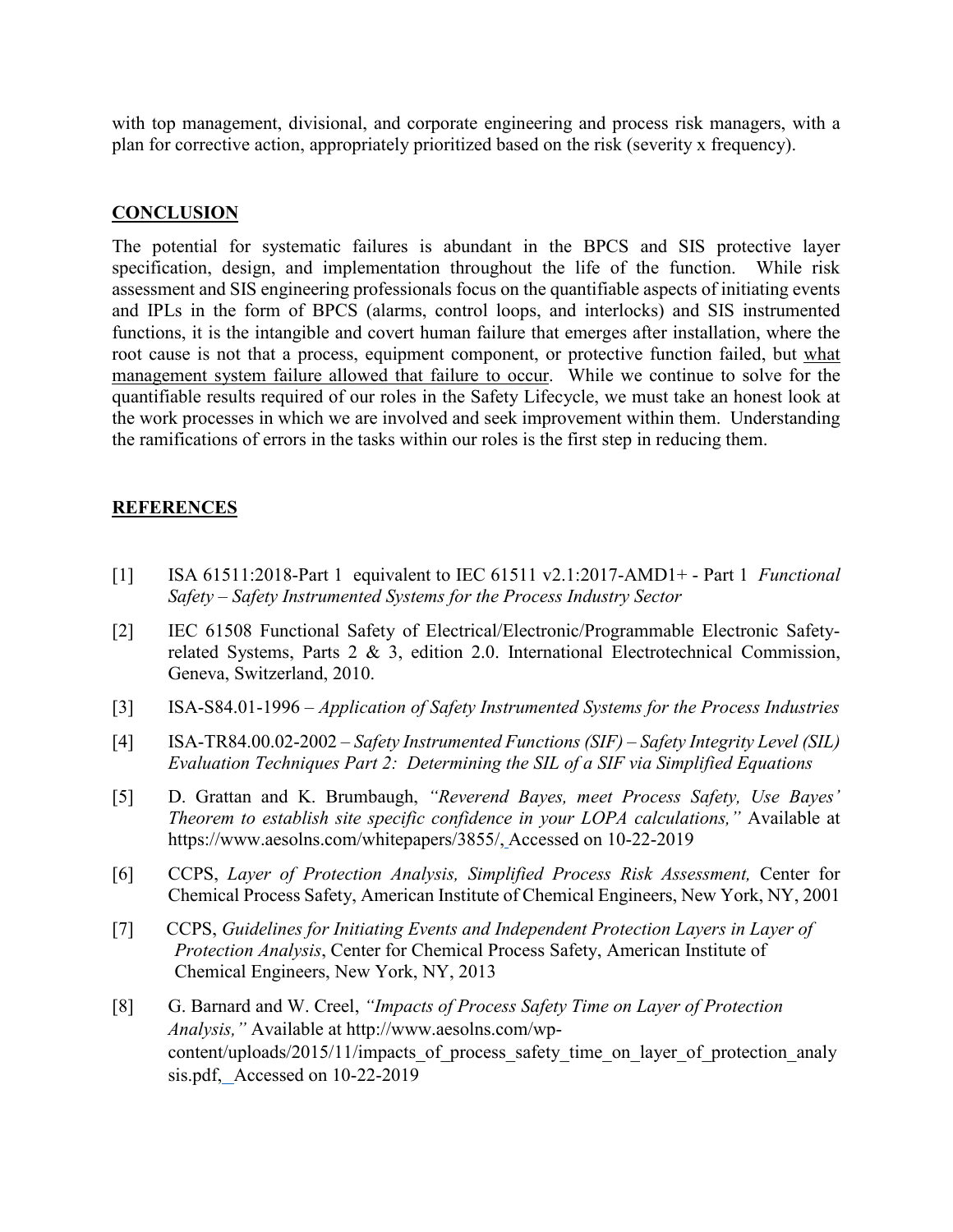with top management, divisional, and corporate engineering and process risk managers, with a plan for corrective action, appropriately prioritized based on the risk (severity x frequency).

## CONCLUSION

The potential for systematic failures is abundant in the BPCS and SIS protective layer specification, design, and implementation throughout the life of the function. While risk assessment and SIS engineering professionals focus on the quantifiable aspects of initiating events and IPLs in the form of BPCS (alarms, control loops, and interlocks) and SIS instrumented functions, it is the intangible and covert human failure that emerges after installation, where the root cause is not that a process, equipment component, or protective function failed, but what management system failure allowed that failure to occur. While we continue to solve for the quantifiable results required of our roles in the Safety Lifecycle, we must take an honest look at the work processes in which we are involved and seek improvement within them. Understanding the ramifications of errors in the tasks within our roles is the first step in reducing them.

## REFERENCES

[1] ISA 61511:2018-Part 1 equivalent to IEC 61511 v2.1:2017-AMD1+ - Part 1 *Functional Safety – Safety Instrumented Systems for the Process Industry Sector*

[2] IEC 61508 Functional Safety of Electrical/Electronic/Programmable Electronic Safety-related Systems, Parts 2 & 3, edition 2.0. International Electrotechnical Commission, Geneva, Switzerland, 2010.

[3] ISA-S84.01-1996 – *Application of Safety Instrumented Systems for the Process Industries*

[4] ISA-TR84.00.02-2002 – *Safety Instrumented Functions (SIF) – Safety Integrity Level (SIL) Evaluation Techniques Part 2: Determining the SIL of a SIF via Simplified Equations*

[5] D. Grattan and K. Brumbaugh, *"Reverend Bayes, meet Process Safety, Use Bayes' Theorem to establish site specific confidence in your LOPA calculations,"* Available at https://www.aesolns.com/whitepapers/3855/, Accessed on 10-22-2019

[6] CCPS, *Layer of Protection Analysis, Simplified Process Risk Assessment,* Center for Chemical Process Safety, American Institute of Chemical Engineers, New York, NY, 2001

[7] CCPS, *Guidelines for Initiating Events and Independent Protection Layers in Layer of Protection Analysis*, Center for Chemical Process Safety, American Institute of Chemical Engineers, New York, NY, 2013

[8] G. Barnard and W. Creel, *"Impacts of Process Safety Time on Layer of Protection Analysis,"* Available at http://www.aesolns.com/wp-content/uploads/2015/11/impacts_of_process_safety_time_on_layer_of_protection_analysis.pdf, Accessed on 10-22-2019